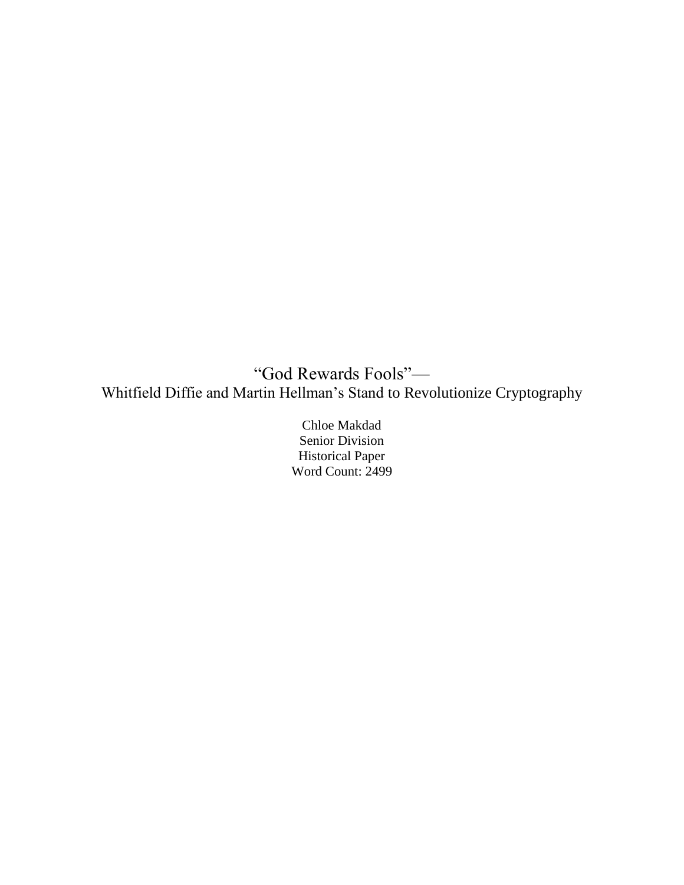# "God Rewards Fools"—
## Whitfield Diffie and Martin Hellman's Stand to Revolutionize Cryptography

Chloe Makdad

Senior Division

Historical Paper

Word Count: 2499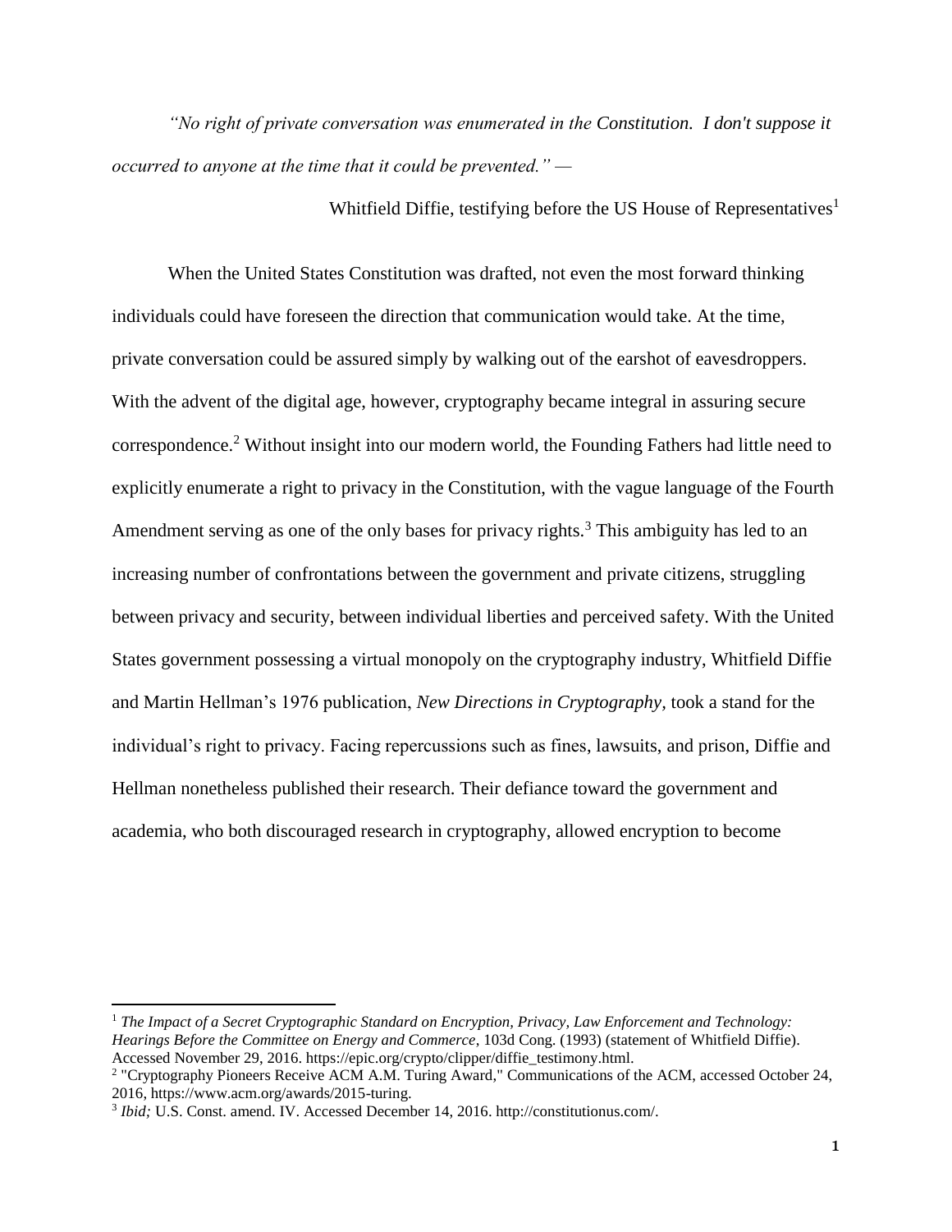*"No right of private conversation was enumerated in the Constitution. I don't suppose it occurred to anyone at the time that it could be prevented." —*

Whitfield Diffie, testifying before the US House of Representatives[1]

When the United States Constitution was drafted, not even the most forward thinking individuals could have foreseen the direction that communication would take. At the time, private conversation could be assured simply by walking out of the earshot of eavesdroppers. With the advent of the digital age, however, cryptography became integral in assuring secure correspondence.[2] Without insight into our modern world, the Founding Fathers had little need to explicitly enumerate a right to privacy in the Constitution, with the vague language of the Fourth Amendment serving as one of the only bases for privacy rights.[3] This ambiguity has led to an increasing number of confrontations between the government and private citizens, struggling between privacy and security, between individual liberties and perceived safety. With the United States government possessing a virtual monopoly on the cryptography industry, Whitfield Diffie and Martin Hellman's 1976 publication, *New Directions in Cryptography,* took a stand for the individual's right to privacy. Facing repercussions such as fines, lawsuits, and prison, Diffie and Hellman nonetheless published their research. Their defiance toward the government and academia, who both discouraged research in cryptography, allowed encryption to become

---

[1] *The Impact of a Secret Cryptographic Standard on Encryption, Privacy, Law Enforcement and Technology: Hearings Before the Committee on Energy and Commerce*, 103d Cong. (1993) (statement of Whitfield Diffie). Accessed November 29, 2016. https://epic.org/crypto/clipper/diffie_testimony.html.

[2] "Cryptography Pioneers Receive ACM A.M. Turing Award," Communications of the ACM, accessed October 24, 2016, https://www.acm.org/awards/2015-turing.

[3] *Ibid;* U.S. Const. amend. IV. Accessed December 14, 2016. http://constitutionus.com/.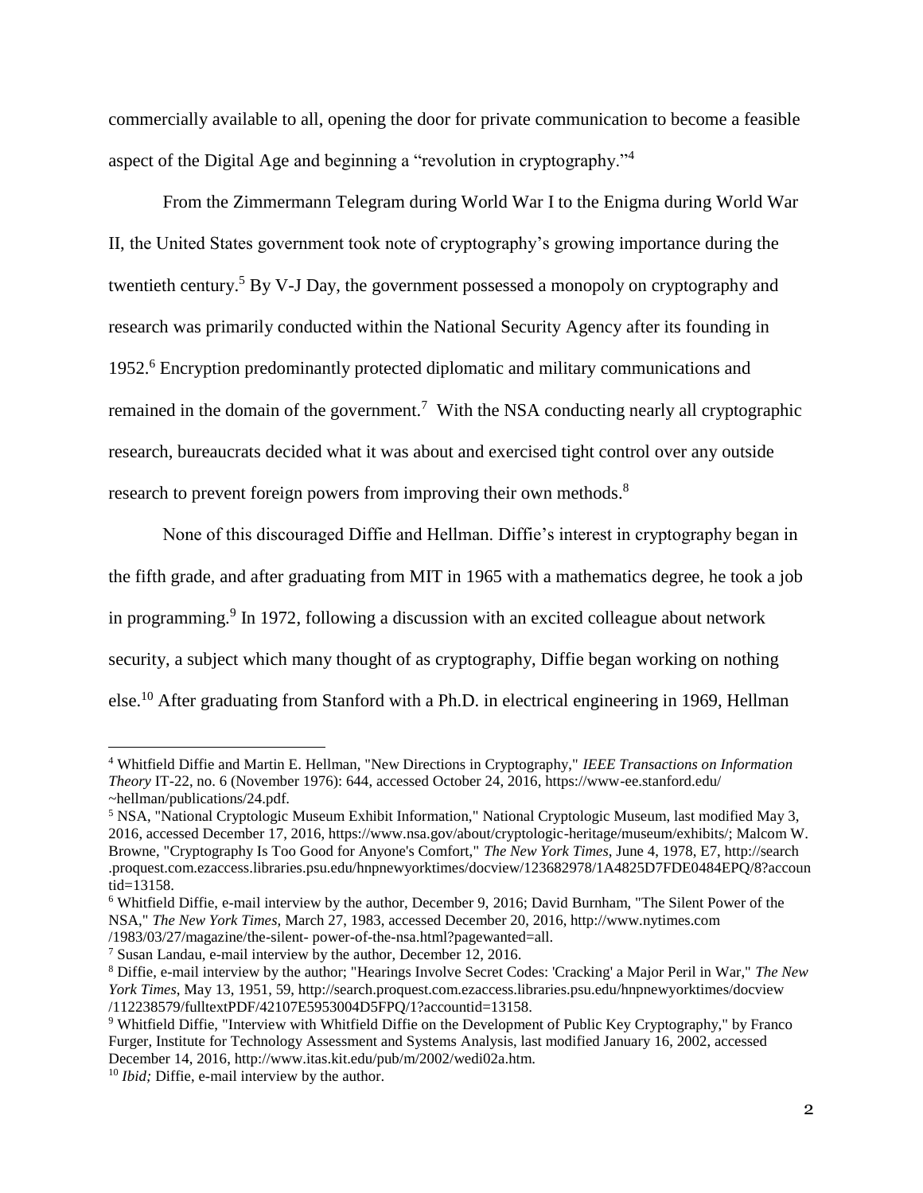commercially available to all, opening the door for private communication to become a feasible aspect of the Digital Age and beginning a "revolution in cryptography."[4]

From the Zimmermann Telegram during World War I to the Enigma during World War II, the United States government took note of cryptography's growing importance during the twentieth century.[5] By V-J Day, the government possessed a monopoly on cryptography and research was primarily conducted within the National Security Agency after its founding in 1952.[6] Encryption predominantly protected diplomatic and military communications and remained in the domain of the government.[7] With the NSA conducting nearly all cryptographic research, bureaucrats decided what it was about and exercised tight control over any outside research to prevent foreign powers from improving their own methods.[8]

None of this discouraged Diffie and Hellman. Diffie's interest in cryptography began in the fifth grade, and after graduating from MIT in 1965 with a mathematics degree, he took a job in programming.[9] In 1972, following a discussion with an excited colleague about network security, a subject which many thought of as cryptography, Diffie began working on nothing else.[10] After graduating from Stanford with a Ph.D. in electrical engineering in 1969, Hellman

---

[4] Whitfield Diffie and Martin E. Hellman, "New Directions in Cryptography," *IEEE Transactions on Information Theory* IT-22, no. 6 (November 1976): 644, accessed October 24, 2016, https://www-ee.stanford.edu/~hellman/publications/24.pdf.

[5] NSA, "National Cryptologic Museum Exhibit Information," National Cryptologic Museum, last modified May 3, 2016, accessed December 17, 2016, https://www.nsa.gov/about/cryptologic-heritage/museum/exhibits/; Malcom W. Browne, "Cryptography Is Too Good for Anyone's Comfort," *The New York Times*, June 4, 1978, E7, http://search.proquest.com.ezaccess.libraries.psu.edu/hnpnewyorktimes/docview/123682978/1A4825D7FDE0484EPQ/8?accountid=13158.

[6] Whitfield Diffie, e-mail interview by the author, December 9, 2016; David Burnham, "The Silent Power of the NSA," *The New York Times*, March 27, 1983, accessed December 20, 2016, http://www.nytimes.com/1983/03/27/magazine/the-silent- power-of-the-nsa.html?pagewanted=all.

[7] Susan Landau, e-mail interview by the author, December 12, 2016.

[8] Diffie, e-mail interview by the author; "Hearings Involve Secret Codes: 'Cracking' a Major Peril in War," *The New York Times*, May 13, 1951, 59, http://search.proquest.com.ezaccess.libraries.psu.edu/hnpnewyorktimes/docview/112238579/fulltextPDF/42107E5953004D5FPQ/1?accountid=13158.

[9] Whitfield Diffie, "Interview with Whitfield Diffie on the Development of Public Key Cryptography," by Franco Furger, Institute for Technology Assessment and Systems Analysis, last modified January 16, 2002, accessed December 14, 2016, http://www.itas.kit.edu/pub/m/2002/wedi02a.htm.

[10] *Ibid;* Diffie, e-mail interview by the author.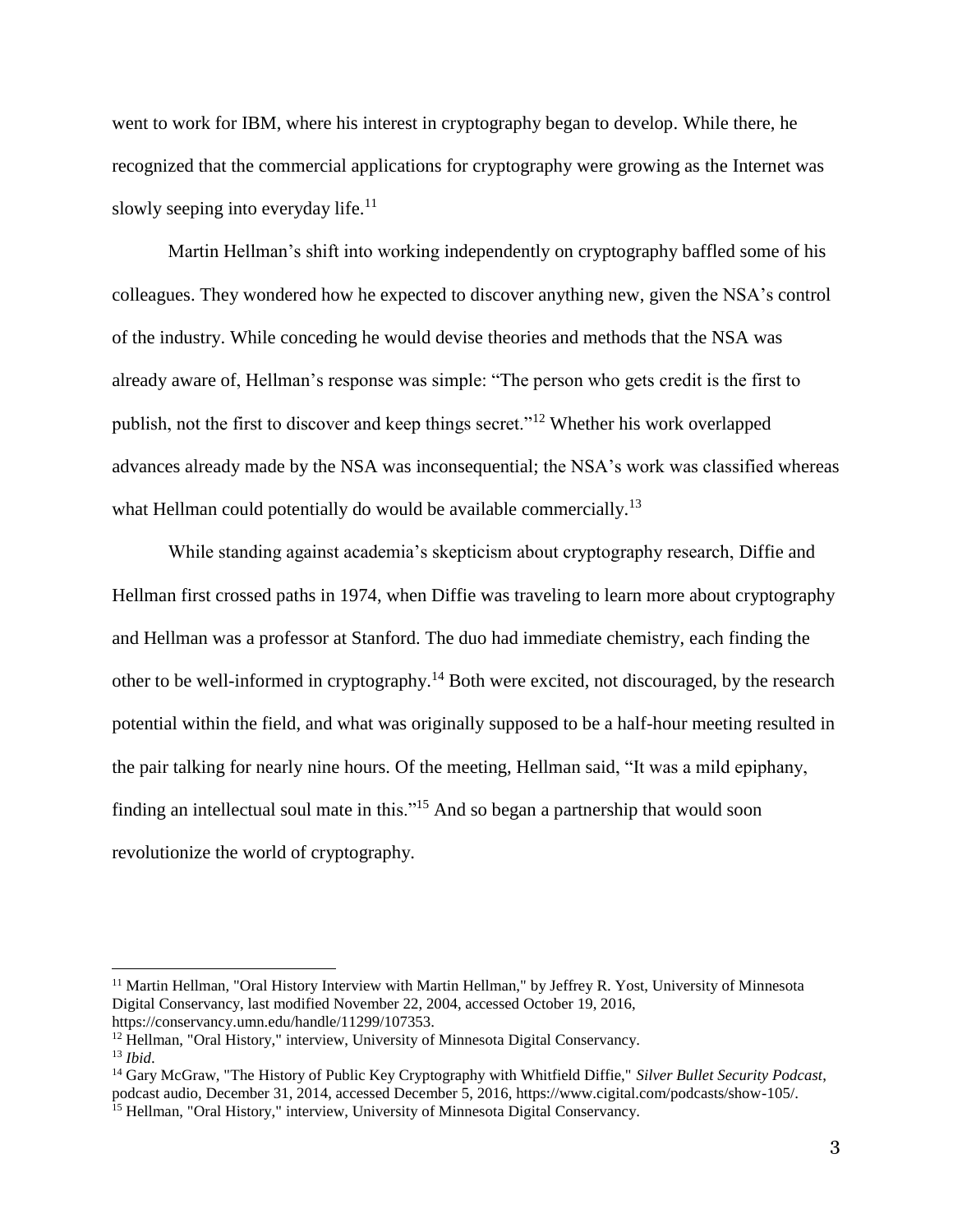went to work for IBM, where his interest in cryptography began to develop. While there, he recognized that the commercial applications for cryptography were growing as the Internet was slowly seeping into everyday life.[11]

Martin Hellman's shift into working independently on cryptography baffled some of his colleagues. They wondered how he expected to discover anything new, given the NSA's control of the industry. While conceding he would devise theories and methods that the NSA was already aware of, Hellman's response was simple: "The person who gets credit is the first to publish, not the first to discover and keep things secret."[12] Whether his work overlapped advances already made by the NSA was inconsequential; the NSA's work was classified whereas what Hellman could potentially do would be available commercially.[13]

While standing against academia's skepticism about cryptography research, Diffie and Hellman first crossed paths in 1974, when Diffie was traveling to learn more about cryptography and Hellman was a professor at Stanford. The duo had immediate chemistry, each finding the other to be well-informed in cryptography.[14] Both were excited, not discouraged, by the research potential within the field, and what was originally supposed to be a half-hour meeting resulted in the pair talking for nearly nine hours. Of the meeting, Hellman said, "It was a mild epiphany, finding an intellectual soul mate in this."[15] And so began a partnership that would soon revolutionize the world of cryptography.

---

[11] Martin Hellman, "Oral History Interview with Martin Hellman," by Jeffrey R. Yost, University of Minnesota Digital Conservancy, last modified November 22, 2004, accessed October 19, 2016, https://conservancy.umn.edu/handle/11299/107353.

[12] Hellman, "Oral History," interview, University of Minnesota Digital Conservancy.

[13] *Ibid*.

[14] Gary McGraw, "The History of Public Key Cryptography with Whitfield Diffie," *Silver Bullet Security Podcast*, podcast audio, December 31, 2014, accessed December 5, 2016, https://www.cigital.com/podcasts/show-105/.

[15] Hellman, "Oral History," interview, University of Minnesota Digital Conservancy.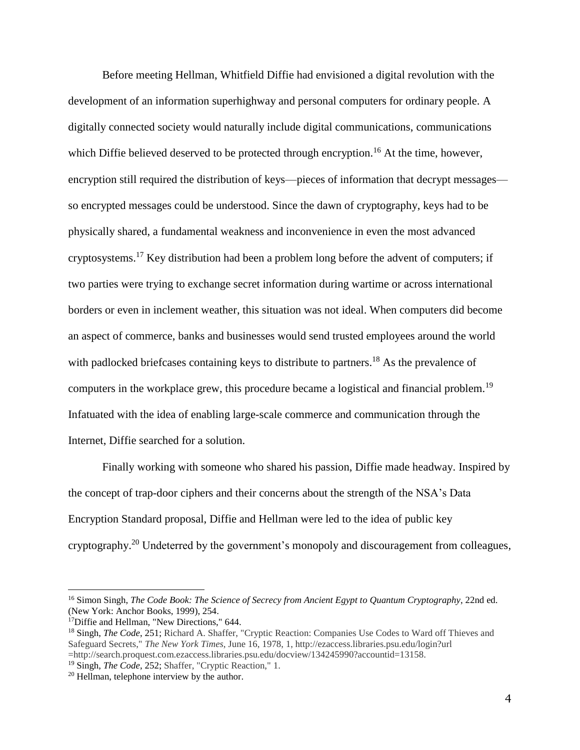Before meeting Hellman, Whitfield Diffie had envisioned a digital revolution with the development of an information superhighway and personal computers for ordinary people. A digitally connected society would naturally include digital communications, communications which Diffie believed deserved to be protected through encryption.[16] At the time, however, encryption still required the distribution of keys—pieces of information that decrypt messages—so encrypted messages could be understood. Since the dawn of cryptography, keys had to be physically shared, a fundamental weakness and inconvenience in even the most advanced cryptosystems.[17] Key distribution had been a problem long before the advent of computers; if two parties were trying to exchange secret information during wartime or across international borders or even in inclement weather, this situation was not ideal. When computers did become an aspect of commerce, banks and businesses would send trusted employees around the world with padlocked briefcases containing keys to distribute to partners.[18] As the prevalence of computers in the workplace grew, this procedure became a logistical and financial problem.[19] Infatuated with the idea of enabling large-scale commerce and communication through the Internet, Diffie searched for a solution.

Finally working with someone who shared his passion, Diffie made headway. Inspired by the concept of trap-door ciphers and their concerns about the strength of the NSA's Data Encryption Standard proposal, Diffie and Hellman were led to the idea of public key cryptography.[20] Undeterred by the government's monopoly and discouragement from colleagues,

---

[16] Simon Singh, *The Code Book: The Science of Secrecy from Ancient Egypt to Quantum Cryptography*, 22nd ed. (New York: Anchor Books, 1999), 254.

[17] Diffie and Hellman, "New Directions," 644.

[18] Singh, *The Code*, 251; Richard A. Shaffer, "Cryptic Reaction: Companies Use Codes to Ward off Thieves and Safeguard Secrets," *The New York Times*, June 16, 1978, 1, http://ezaccess.libraries.psu.edu/login?url =http://search.proquest.com.ezaccess.libraries.psu.edu/docview/134245990?accountid=13158.

[19] Singh, *The Code*, 252; Shaffer, "Cryptic Reaction," 1.

[20] Hellman, telephone interview by the author.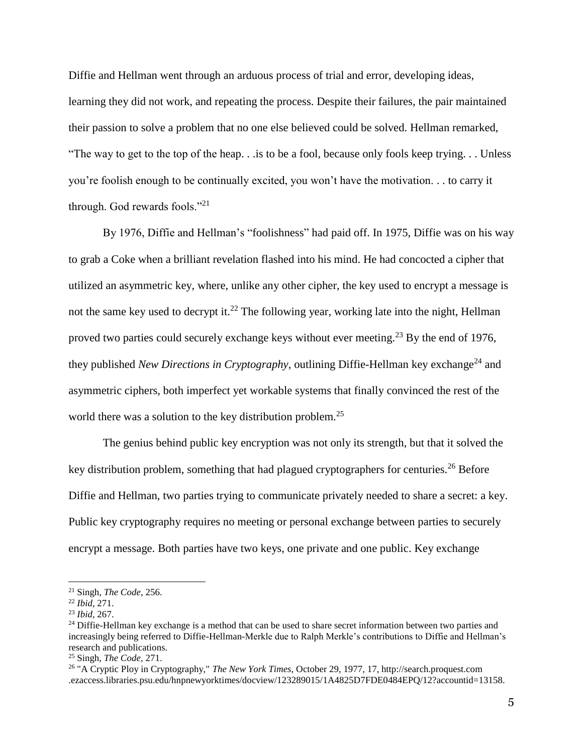Diffie and Hellman went through an arduous process of trial and error, developing ideas, learning they did not work, and repeating the process. Despite their failures, the pair maintained their passion to solve a problem that no one else believed could be solved. Hellman remarked, "The way to get to the top of the heap. . .is to be a fool, because only fools keep trying. . . Unless you're foolish enough to be continually excited, you won't have the motivation. . . to carry it through. God rewards fools."[21]

By 1976, Diffie and Hellman's "foolishness" had paid off. In 1975, Diffie was on his way to grab a Coke when a brilliant revelation flashed into his mind. He had concocted a cipher that utilized an asymmetric key, where, unlike any other cipher, the key used to encrypt a message is not the same key used to decrypt it.[22] The following year, working late into the night, Hellman proved two parties could securely exchange keys without ever meeting.[23] By the end of 1976, they published *New Directions in Cryptography*, outlining Diffie-Hellman key exchange[24] and asymmetric ciphers, both imperfect yet workable systems that finally convinced the rest of the world there was a solution to the key distribution problem.[25]

The genius behind public key encryption was not only its strength, but that it solved the key distribution problem, something that had plagued cryptographers for centuries.[26] Before Diffie and Hellman, two parties trying to communicate privately needed to share a secret: a key. Public key cryptography requires no meeting or personal exchange between parties to securely encrypt a message. Both parties have two keys, one private and one public. Key exchange

---

[21] Singh, *The Code*, 256.

[22] *Ibid*, 271.

[23] *Ibid*, 267.

[24] Diffie-Hellman key exchange is a method that can be used to share secret information between two parties and increasingly being referred to Diffie-Hellman-Merkle due to Ralph Merkle's contributions to Diffie and Hellman's research and publications.

[25] Singh, *The Code*, 271.

[26] "A Cryptic Ploy in Cryptography," *The New York Times*, October 29, 1977, 17, http://search.proquest.com .ezaccess.libraries.psu.edu/hnpnewyorktimes/docview/123289015/1A4825D7FDE0484EPQ/12?accountid=13158.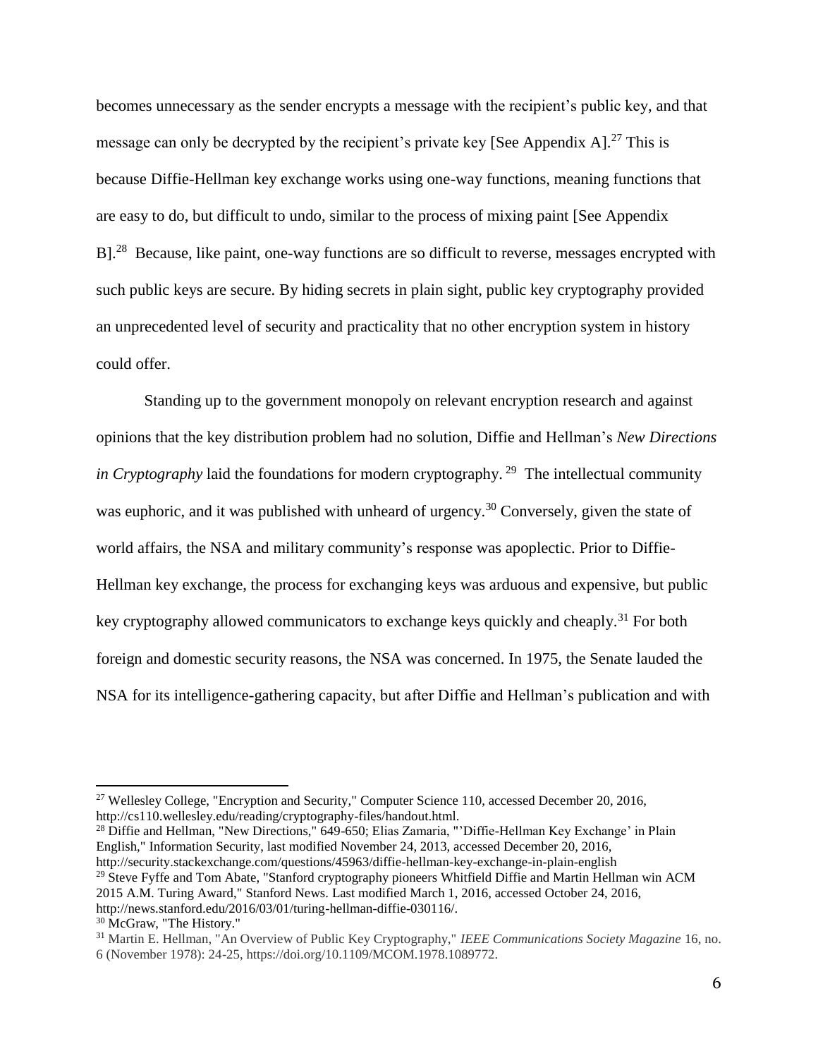becomes unnecessary as the sender encrypts a message with the recipient's public key, and that message can only be decrypted by the recipient's private key [See Appendix A].[27] This is because Diffie-Hellman key exchange works using one-way functions, meaning functions that are easy to do, but difficult to undo, similar to the process of mixing paint [See Appendix B].[28] Because, like paint, one-way functions are so difficult to reverse, messages encrypted with such public keys are secure. By hiding secrets in plain sight, public key cryptography provided an unprecedented level of security and practicality that no other encryption system in history could offer.

Standing up to the government monopoly on relevant encryption research and against opinions that the key distribution problem had no solution, Diffie and Hellman's *New Directions in Cryptography* laid the foundations for modern cryptography.[29] The intellectual community was euphoric, and it was published with unheard of urgency.[30] Conversely, given the state of world affairs, the NSA and military community's response was apoplectic. Prior to Diffie-Hellman key exchange, the process for exchanging keys was arduous and expensive, but public key cryptography allowed communicators to exchange keys quickly and cheaply.[31] For both foreign and domestic security reasons, the NSA was concerned. In 1975, the Senate lauded the NSA for its intelligence-gathering capacity, but after Diffie and Hellman's publication and with

---

[27] Wellesley College, "Encryption and Security," Computer Science 110, accessed December 20, 2016, http://cs110.wellesley.edu/reading/cryptography-files/handout.html.

[28] Diffie and Hellman, "New Directions," 649-650; Elias Zamaria, "'Diffie-Hellman Key Exchange' in Plain English," Information Security, last modified November 24, 2013, accessed December 20, 2016, http://security.stackexchange.com/questions/45963/diffie-hellman-key-exchange-in-plain-english

[29] Steve Fyffe and Tom Abate, "Stanford cryptography pioneers Whitfield Diffie and Martin Hellman win ACM 2015 A.M. Turing Award," Stanford News. Last modified March 1, 2016, accessed October 24, 2016, http://news.stanford.edu/2016/03/01/turing-hellman-diffie-030116/.

[30] McGraw, "The History."

[31] Martin E. Hellman, "An Overview of Public Key Cryptography," *IEEE Communications Society Magazine* 16, no. 6 (November 1978): 24-25, https://doi.org/10.1109/MCOM.1978.1089772.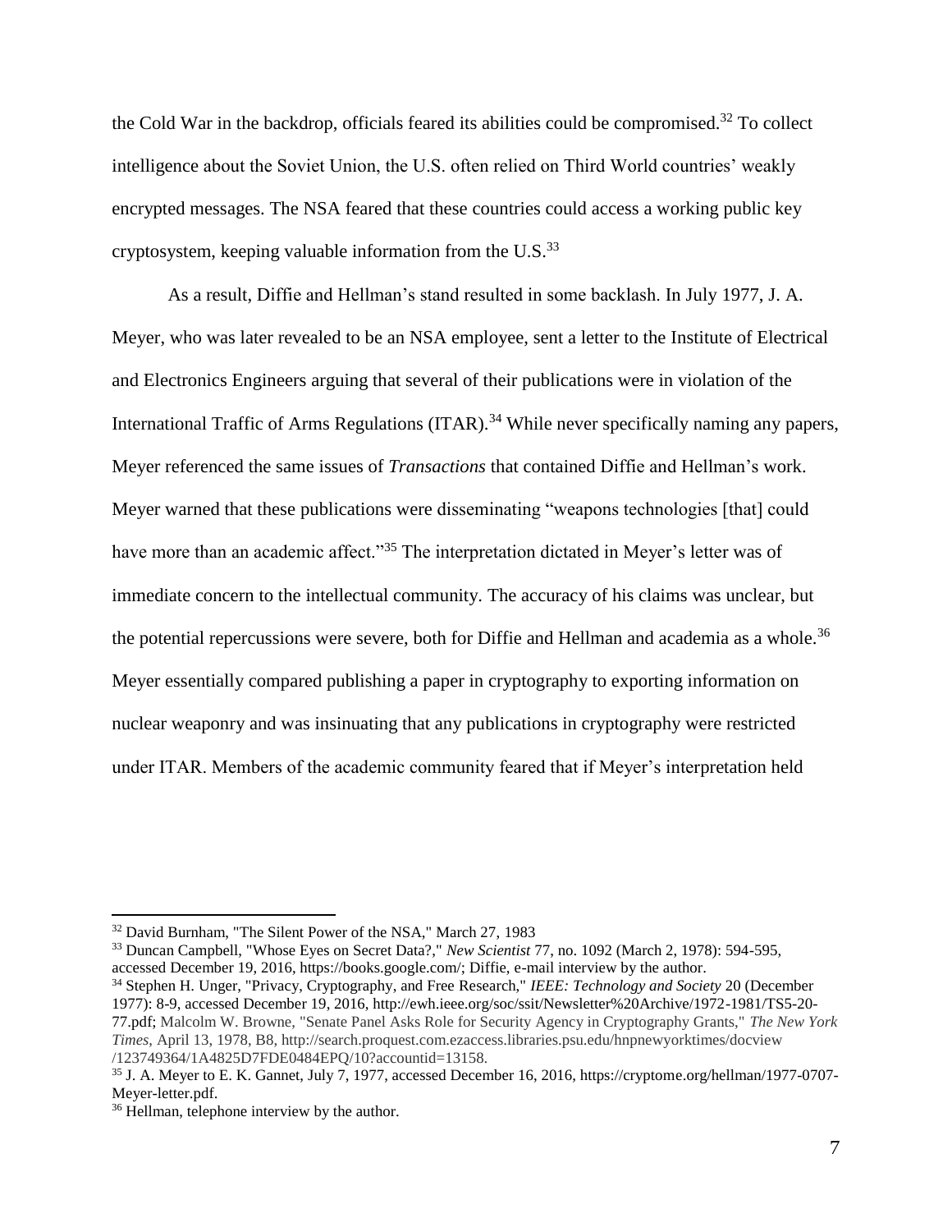the Cold War in the backdrop, officials feared its abilities could be compromised.[32] To collect intelligence about the Soviet Union, the U.S. often relied on Third World countries' weakly encrypted messages. The NSA feared that these countries could access a working public key cryptosystem, keeping valuable information from the U.S.[33]

As a result, Diffie and Hellman's stand resulted in some backlash. In July 1977, J. A. Meyer, who was later revealed to be an NSA employee, sent a letter to the Institute of Electrical and Electronics Engineers arguing that several of their publications were in violation of the International Traffic of Arms Regulations (ITAR).[34] While never specifically naming any papers, Meyer referenced the same issues of *Transactions* that contained Diffie and Hellman's work. Meyer warned that these publications were disseminating "weapons technologies [that] could have more than an academic affect."[35] The interpretation dictated in Meyer's letter was of immediate concern to the intellectual community. The accuracy of his claims was unclear, but the potential repercussions were severe, both for Diffie and Hellman and academia as a whole.[36] Meyer essentially compared publishing a paper in cryptography to exporting information on nuclear weaponry and was insinuating that any publications in cryptography were restricted under ITAR. Members of the academic community feared that if Meyer's interpretation held

---

[32] David Burnham, "The Silent Power of the NSA," March 27, 1983

[33] Duncan Campbell, "Whose Eyes on Secret Data?," *New Scientist* 77, no. 1092 (March 2, 1978): 594-595, accessed December 19, 2016, https://books.google.com/; Diffie, e-mail interview by the author.

[34] Stephen H. Unger, "Privacy, Cryptography, and Free Research," *IEEE: Technology and Society* 20 (December 1977): 8-9, accessed December 19, 2016, http://ewh.ieee.org/soc/ssit/Newsletter%20Archive/1972-1981/TS5-20-77.pdf; Malcolm W. Browne, "Senate Panel Asks Role for Security Agency in Cryptography Grants," *The New York Times*, April 13, 1978, B8, http://search.proquest.com.ezaccess.libraries.psu.edu/hnpnewyorktimes/docview /123749364/1A4825D7FDE0484EPQ/10?accountid=13158.

[35] J. A. Meyer to E. K. Gannet, July 7, 1977, accessed December 16, 2016, https://cryptome.org/hellman/1977-0707-Meyer-letter.pdf.

[36] Hellman, telephone interview by the author.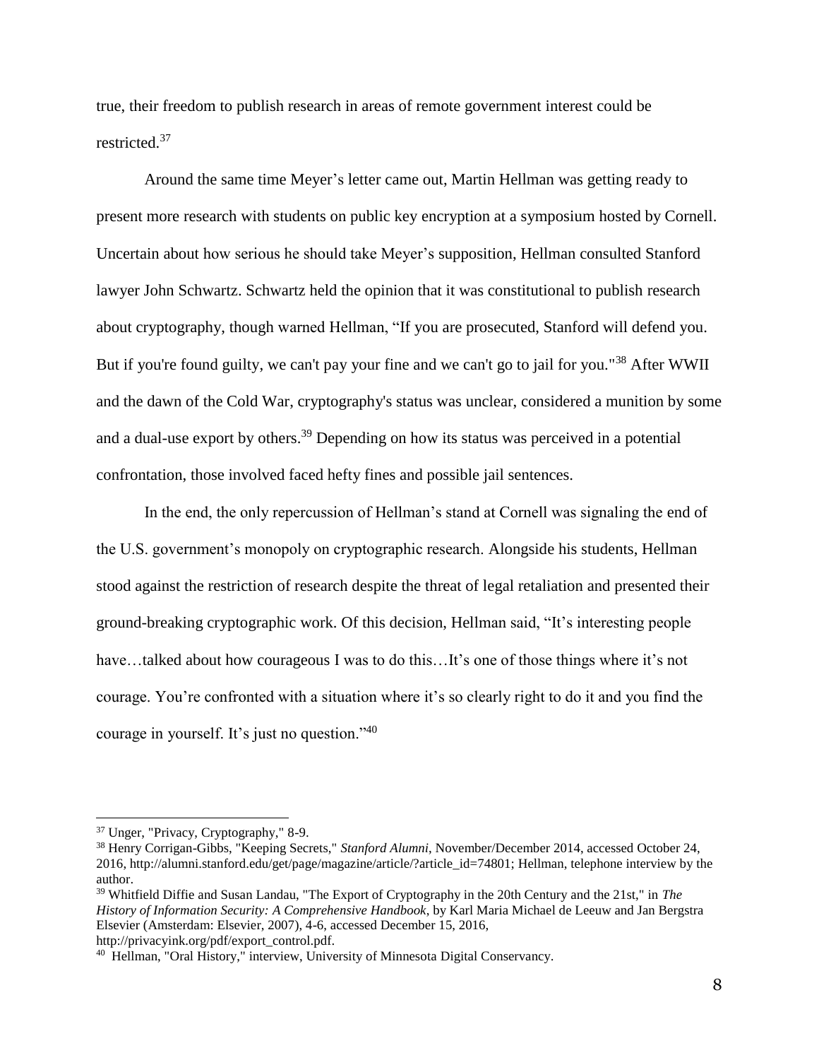true, their freedom to publish research in areas of remote government interest could be restricted.[37]

Around the same time Meyer's letter came out, Martin Hellman was getting ready to present more research with students on public key encryption at a symposium hosted by Cornell. Uncertain about how serious he should take Meyer's supposition, Hellman consulted Stanford lawyer John Schwartz. Schwartz held the opinion that it was constitutional to publish research about cryptography, though warned Hellman, "If you are prosecuted, Stanford will defend you. But if you're found guilty, we can't pay your fine and we can't go to jail for you."[38] After WWII and the dawn of the Cold War, cryptography's status was unclear, considered a munition by some and a dual-use export by others.[39] Depending on how its status was perceived in a potential confrontation, those involved faced hefty fines and possible jail sentences.

In the end, the only repercussion of Hellman's stand at Cornell was signaling the end of the U.S. government's monopoly on cryptographic research. Alongside his students, Hellman stood against the restriction of research despite the threat of legal retaliation and presented their ground-breaking cryptographic work. Of this decision, Hellman said, "It's interesting people have…talked about how courageous I was to do this…It's one of those things where it's not courage. You're confronted with a situation where it's so clearly right to do it and you find the courage in yourself. It's just no question."[40]

---

[37] Unger, "Privacy, Cryptography," 8-9.

[38] Henry Corrigan-Gibbs, "Keeping Secrets," *Stanford Alumni*, November/December 2014, accessed October 24, 2016, http://alumni.stanford.edu/get/page/magazine/article/?article_id=74801; Hellman, telephone interview by the author.

[39] Whitfield Diffie and Susan Landau, "The Export of Cryptography in the 20th Century and the 21st," in *The History of Information Security: A Comprehensive Handbook*, by Karl Maria Michael de Leeuw and Jan Bergstra Elsevier (Amsterdam: Elsevier, 2007), 4-6, accessed December 15, 2016, http://privacyink.org/pdf/export_control.pdf.

[40] Hellman, "Oral History," interview, University of Minnesota Digital Conservancy.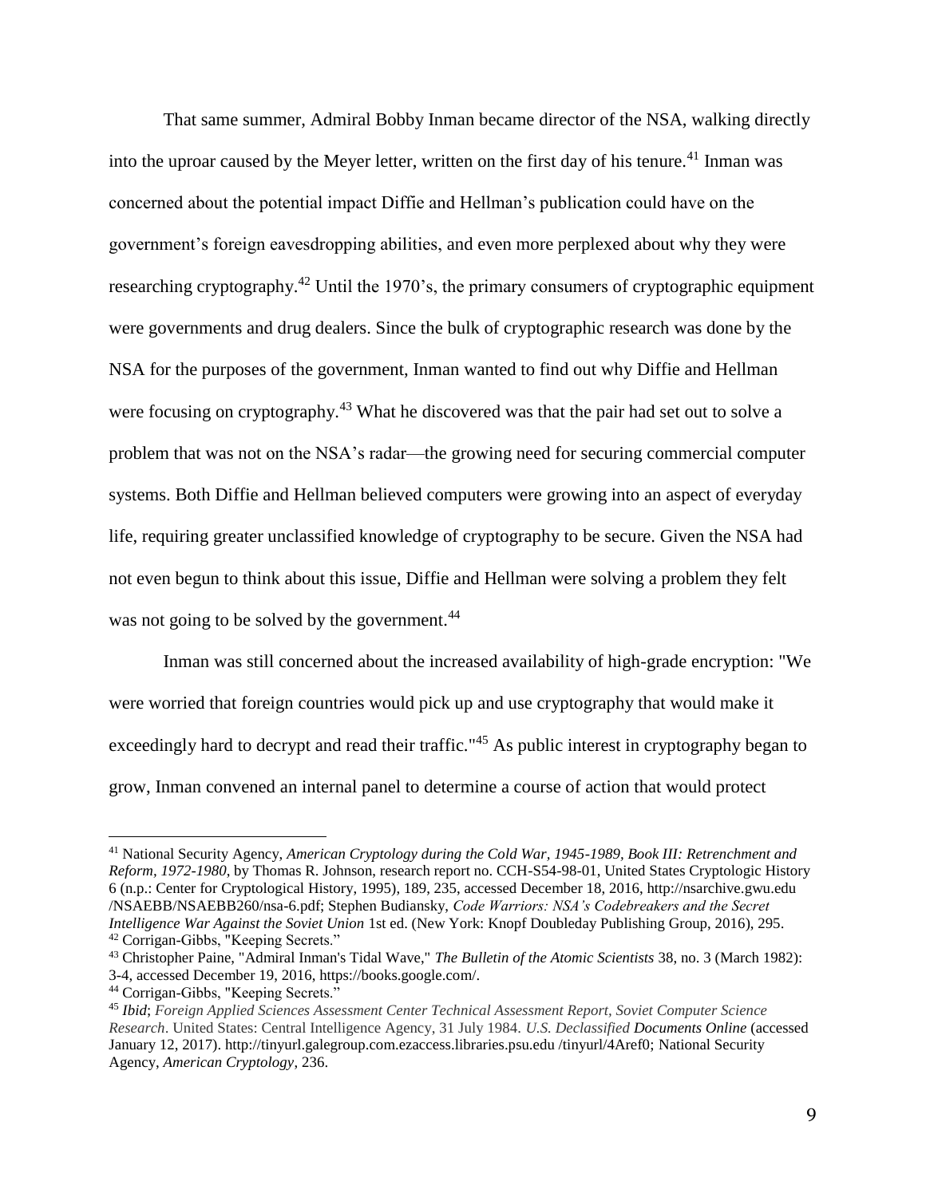That same summer, Admiral Bobby Inman became director of the NSA, walking directly into the uproar caused by the Meyer letter, written on the first day of his tenure.[41] Inman was concerned about the potential impact Diffie and Hellman's publication could have on the government's foreign eavesdropping abilities, and even more perplexed about why they were researching cryptography.[42] Until the 1970's, the primary consumers of cryptographic equipment were governments and drug dealers. Since the bulk of cryptographic research was done by the NSA for the purposes of the government, Inman wanted to find out why Diffie and Hellman were focusing on cryptography.[43] What he discovered was that the pair had set out to solve a problem that was not on the NSA's radar—the growing need for securing commercial computer systems. Both Diffie and Hellman believed computers were growing into an aspect of everyday life, requiring greater unclassified knowledge of cryptography to be secure. Given the NSA had not even begun to think about this issue, Diffie and Hellman were solving a problem they felt was not going to be solved by the government.[44]

Inman was still concerned about the increased availability of high-grade encryption: "We were worried that foreign countries would pick up and use cryptography that would make it exceedingly hard to decrypt and read their traffic."[45] As public interest in cryptography began to grow, Inman convened an internal panel to determine a course of action that would protect

---

[41] National Security Agency, *American Cryptology during the Cold War, 1945-1989, Book III: Retrenchment and Reform, 1972-1980*, by Thomas R. Johnson, research report no. CCH-S54-98-01, United States Cryptologic History 6 (n.p.: Center for Cryptological History, 1995), 189, 235, accessed December 18, 2016, http://nsarchive.gwu.edu /NSAEBB/NSAEBB260/nsa-6.pdf; Stephen Budiansky, *Code Warriors: NSA's Codebreakers and the Secret Intelligence War Against the Soviet Union* 1st ed. (New York: Knopf Doubleday Publishing Group, 2016), 295.

[42] Corrigan-Gibbs, "Keeping Secrets."

[43] Christopher Paine, "Admiral Inman's Tidal Wave," *The Bulletin of the Atomic Scientists* 38, no. 3 (March 1982): 3-4, accessed December 19, 2016, https://books.google.com/.

[44] Corrigan-Gibbs, "Keeping Secrets."

[45] ***Ibid***; *Foreign Applied Sciences Assessment Center Technical Assessment Report, Soviet Computer Science Research*. United States: Central Intelligence Agency, 31 July 1984. *U.S. Declassified* ***Documents Online*** (accessed January 12, 2017). http://tinyurl.galegroup.com.ezaccess.libraries.psu.edu /tinyurl/4Aref0; National Security Agency, *American Cryptology*, 236.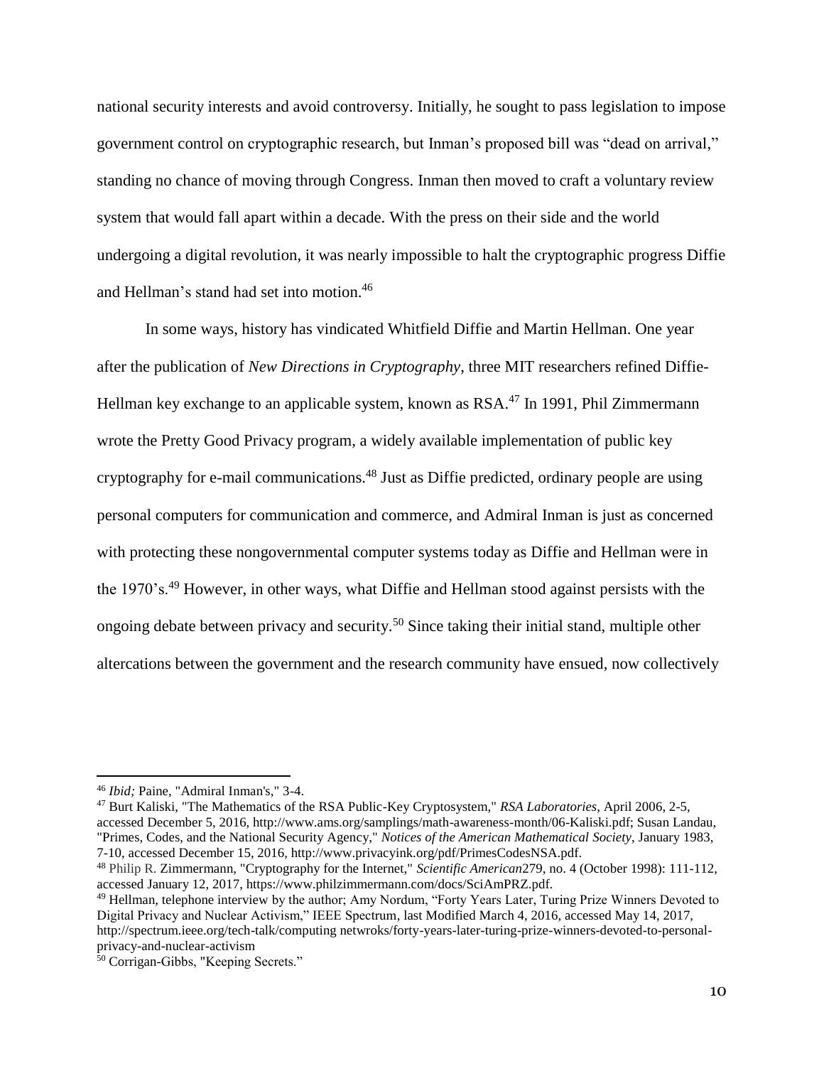national security interests and avoid controversy. Initially, he sought to pass legislation to impose government control on cryptographic research, but Inman's proposed bill was "dead on arrival," standing no chance of moving through Congress. Inman then moved to craft a voluntary review system that would fall apart within a decade. With the press on their side and the world undergoing a digital revolution, it was nearly impossible to halt the cryptographic progress Diffie and Hellman's stand had set into motion.[46]

In some ways, history has vindicated Whitfield Diffie and Martin Hellman. One year after the publication of *New Directions in Cryptography*, three MIT researchers refined Diffie-Hellman key exchange to an applicable system, known as RSA.[47] In 1991, Phil Zimmermann wrote the Pretty Good Privacy program, a widely available implementation of public key cryptography for e-mail communications.[48] Just as Diffie predicted, ordinary people are using personal computers for communication and commerce, and Admiral Inman is just as concerned with protecting these nongovernmental computer systems today as Diffie and Hellman were in the 1970's.[49] However, in other ways, what Diffie and Hellman stood against persists with the ongoing debate between privacy and security.[50] Since taking their initial stand, multiple other altercations between the government and the research community have ensued, now collectively

---

[46] *Ibid;* Paine, "Admiral Inman's," 3-4.

[47] Burt Kaliski, "The Mathematics of the RSA Public-Key Cryptosystem," *RSA Laboratories*, April 2006, 2-5, accessed December 5, 2016, http://www.ams.org/samplings/math-awareness-month/06-Kaliski.pdf; Susan Landau, "Primes, Codes, and the National Security Agency," *Notices of the American Mathematical Society*, January 1983, 7-10, accessed December 15, 2016, http://www.privacyink.org/pdf/PrimesCodesNSA.pdf.

[48] Philip R. Zimmermann, "Cryptography for the Internet," *Scientific American*279, no. 4 (October 1998): 111-112, accessed January 12, 2017, https://www.philzimmermann.com/docs/SciAmPRZ.pdf.

[49] Hellman, telephone interview by the author; Amy Nordum, "Forty Years Later, Turing Prize Winners Devoted to Digital Privacy and Nuclear Activism," IEEE Spectrum, last Modified March 4, 2016, accessed May 14, 2017, http://spectrum.ieee.org/tech-talk/computing netwroks/forty-years-later-turing-prize-winners-devoted-to-personal-privacy-and-nuclear-activism

[50] Corrigan-Gibbs, "Keeping Secrets."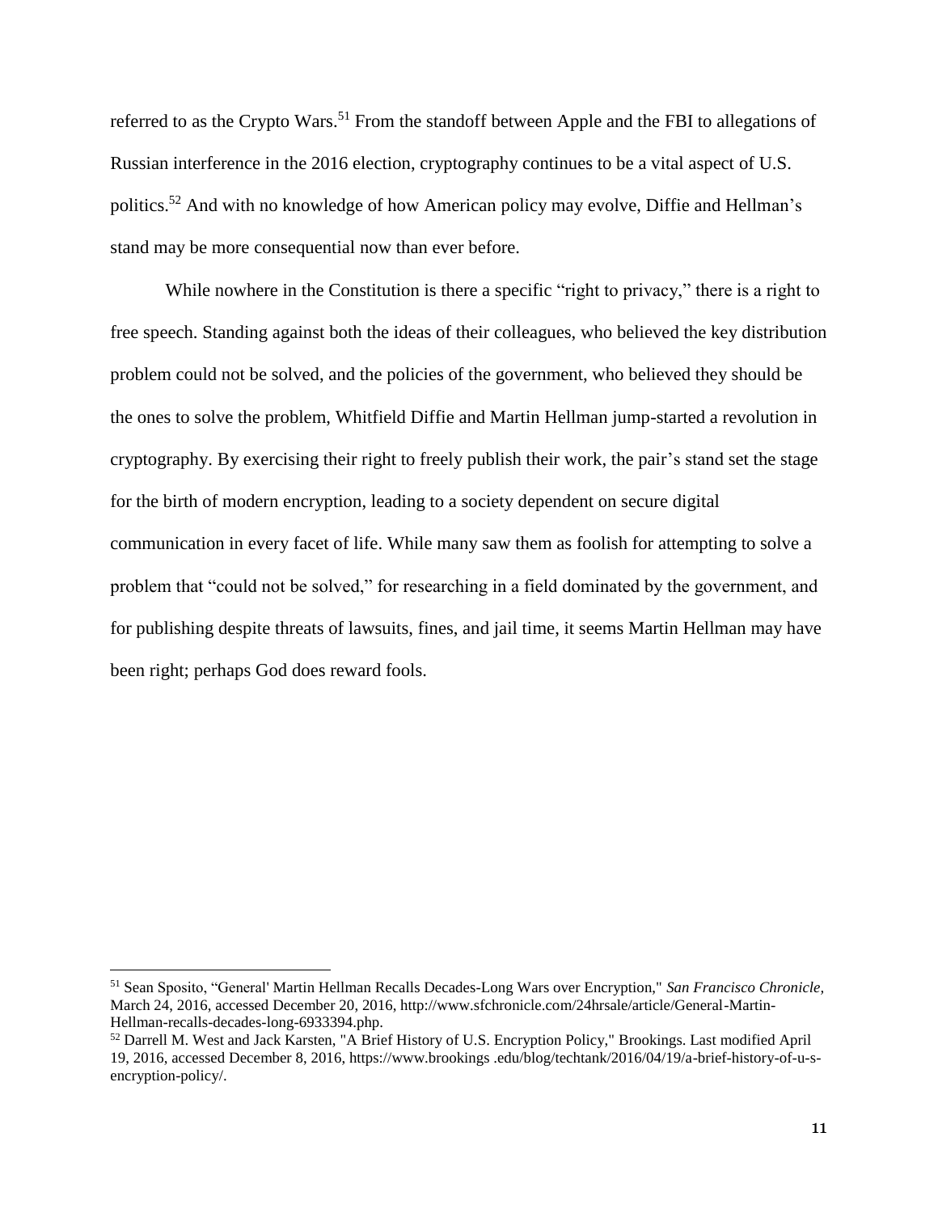referred to as the Crypto Wars.[51] From the standoff between Apple and the FBI to allegations of Russian interference in the 2016 election, cryptography continues to be a vital aspect of U.S. politics.[52] And with no knowledge of how American policy may evolve, Diffie and Hellman's stand may be more consequential now than ever before.

While nowhere in the Constitution is there a specific "right to privacy," there is a right to free speech. Standing against both the ideas of their colleagues, who believed the key distribution problem could not be solved, and the policies of the government, who believed they should be the ones to solve the problem, Whitfield Diffie and Martin Hellman jump-started a revolution in cryptography. By exercising their right to freely publish their work, the pair's stand set the stage for the birth of modern encryption, leading to a society dependent on secure digital communication in every facet of life. While many saw them as foolish for attempting to solve a problem that "could not be solved," for researching in a field dominated by the government, and for publishing despite threats of lawsuits, fines, and jail time, it seems Martin Hellman may have been right; perhaps God does reward fools.

---

[51] Sean Sposito, "General' Martin Hellman Recalls Decades-Long Wars over Encryption," *San Francisco Chronicle,* March 24, 2016, accessed December 20, 2016, http://www.sfchronicle.com/24hrsale/article/General-Martin-Hellman-recalls-decades-long-6933394.php.

[52] Darrell M. West and Jack Karsten, "A Brief History of U.S. Encryption Policy," Brookings. Last modified April 19, 2016, accessed December 8, 2016, https://www.brookings .edu/blog/techtank/2016/04/19/a-brief-history-of-u-s-encryption-policy/.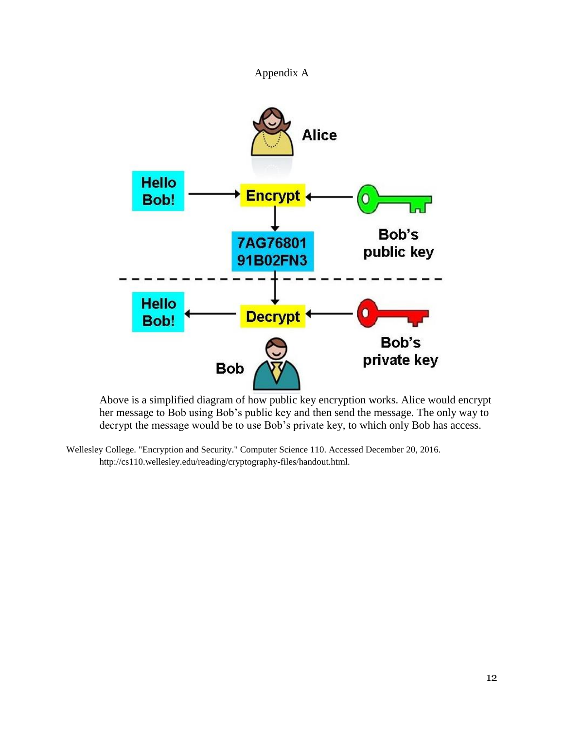Appendix A

Alice

Hello Bob!

Encrypt

7AG76801 91B02FN3

Bob's public key

Hello Bob!

Decrypt

Bob's private key

Bob

Above is a simplified diagram of how public key encryption works. Alice would encrypt her message to Bob using Bob's public key and then send the message. The only way to decrypt the message would be to use Bob's private key, to which only Bob has access.

Wellesley College. "Encryption and Security." Computer Science 110. Accessed December 20, 2016. http://cs110.wellesley.edu/reading/cryptography-files/handout.html.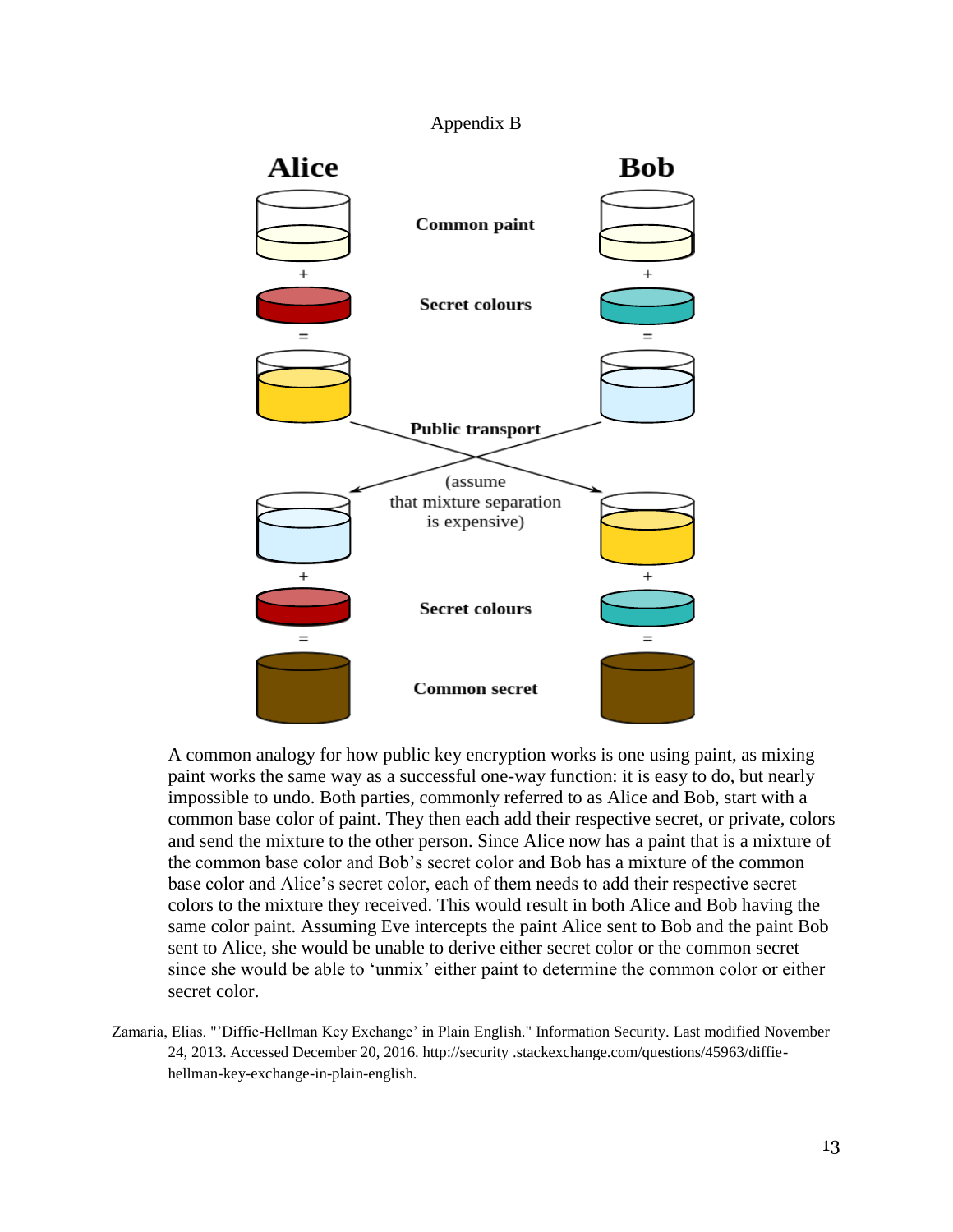Appendix B

**Alice** **Bob**

**Common paint**

**Secret colours**

**Public transport**

(assume that mixture separation is expensive)

**Secret colours**

**Common secret**

A common analogy for how public key encryption works is one using paint, as mixing paint works the same way as a successful one-way function: it is easy to do, but nearly impossible to undo. Both parties, commonly referred to as Alice and Bob, start with a common base color of paint. They then each add their respective secret, or private, colors and send the mixture to the other person. Since Alice now has a paint that is a mixture of the common base color and Bob's secret color and Bob has a mixture of the common base color and Alice's secret color, each of them needs to add their respective secret colors to the mixture they received. This would result in both Alice and Bob having the same color paint. Assuming Eve intercepts the paint Alice sent to Bob and the paint Bob sent to Alice, she would be unable to derive either secret color or the common secret since she would be able to 'unmix' either paint to determine the common color or either secret color.

Zamaria, Elias. "'Diffie-Hellman Key Exchange' in Plain English." Information Security. Last modified November 24, 2013. Accessed December 20, 2016. http://security .stackexchange.com/questions/45963/diffie-hellman-key-exchange-in-plain-english.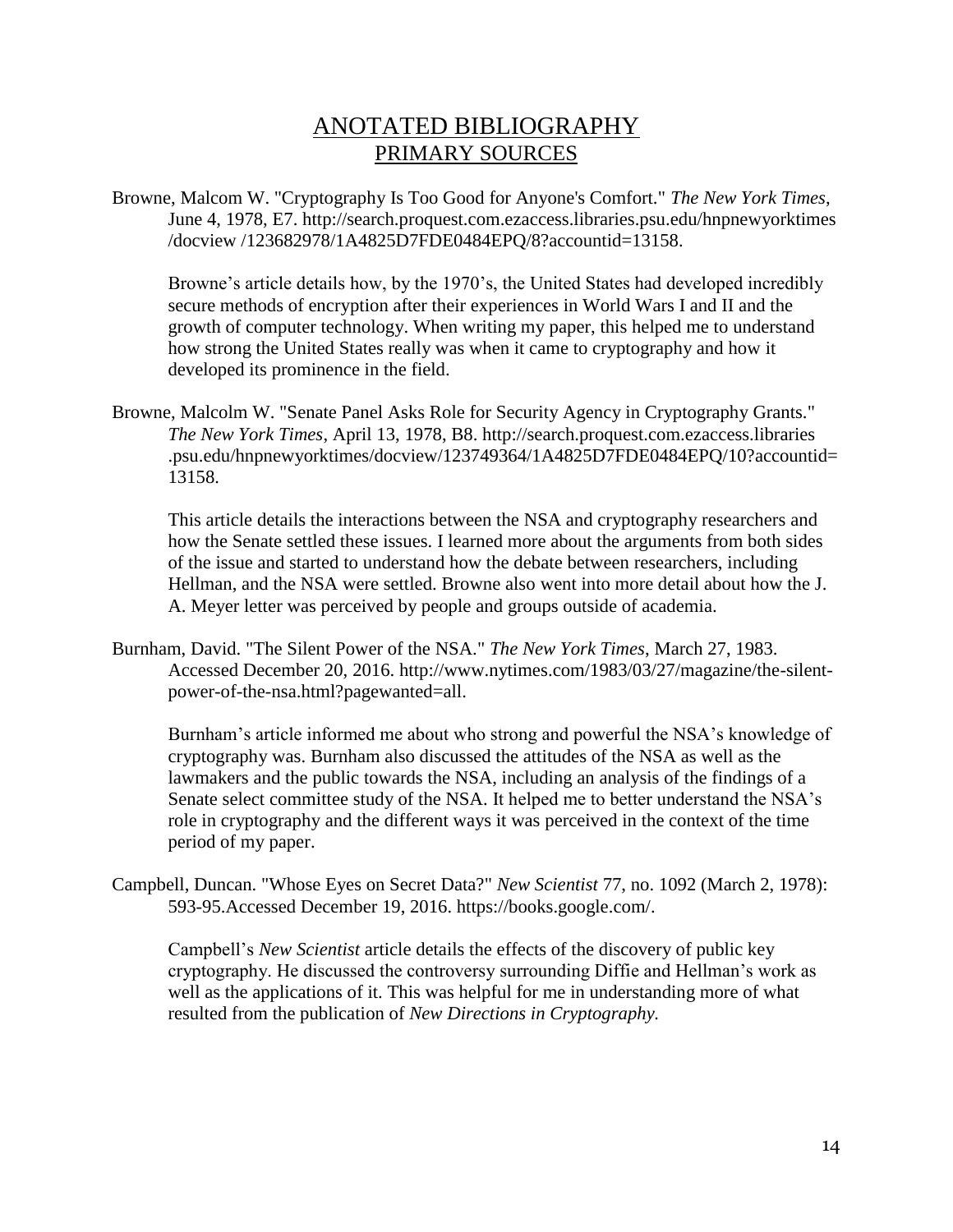# ANOTATED BIBLIOGRAPHY

## PRIMARY SOURCES

Browne, Malcom W. "Cryptography Is Too Good for Anyone's Comfort." *The New York Times*, June 4, 1978, E7. http://search.proquest.com.ezaccess.libraries.psu.edu/hnpnewyorktimes /docview /123682978/1A4825D7FDE0484EPQ/8?accountid=13158.

Browne's article details how, by the 1970's, the United States had developed incredibly secure methods of encryption after their experiences in World Wars I and II and the growth of computer technology. When writing my paper, this helped me to understand how strong the United States really was when it came to cryptography and how it developed its prominence in the field.

Browne, Malcolm W. "Senate Panel Asks Role for Security Agency in Cryptography Grants." *The New York Times*, April 13, 1978, B8. http://search.proquest.com.ezaccess.libraries .psu.edu/hnpnewyorktimes/docview/123749364/1A4825D7FDE0484EPQ/10?accountid=13158.

This article details the interactions between the NSA and cryptography researchers and how the Senate settled these issues. I learned more about the arguments from both sides of the issue and started to understand how the debate between researchers, including Hellman, and the NSA were settled. Browne also went into more detail about how the J. A. Meyer letter was perceived by people and groups outside of academia.

Burnham, David. "The Silent Power of the NSA." *The New York Times*, March 27, 1983. Accessed December 20, 2016. http://www.nytimes.com/1983/03/27/magazine/the-silent-power-of-the-nsa.html?pagewanted=all.

Burnham's article informed me about who strong and powerful the NSA's knowledge of cryptography was. Burnham also discussed the attitudes of the NSA as well as the lawmakers and the public towards the NSA, including an analysis of the findings of a Senate select committee study of the NSA. It helped me to better understand the NSA's role in cryptography and the different ways it was perceived in the context of the time period of my paper.

Campbell, Duncan. "Whose Eyes on Secret Data?" *New Scientist* 77, no. 1092 (March 2, 1978): 593-95.Accessed December 19, 2016. https://books.google.com/.

Campbell's *New Scientist* article details the effects of the discovery of public key cryptography. He discussed the controversy surrounding Diffie and Hellman's work as well as the applications of it. This was helpful for me in understanding more of what resulted from the publication of *New Directions in Cryptography.*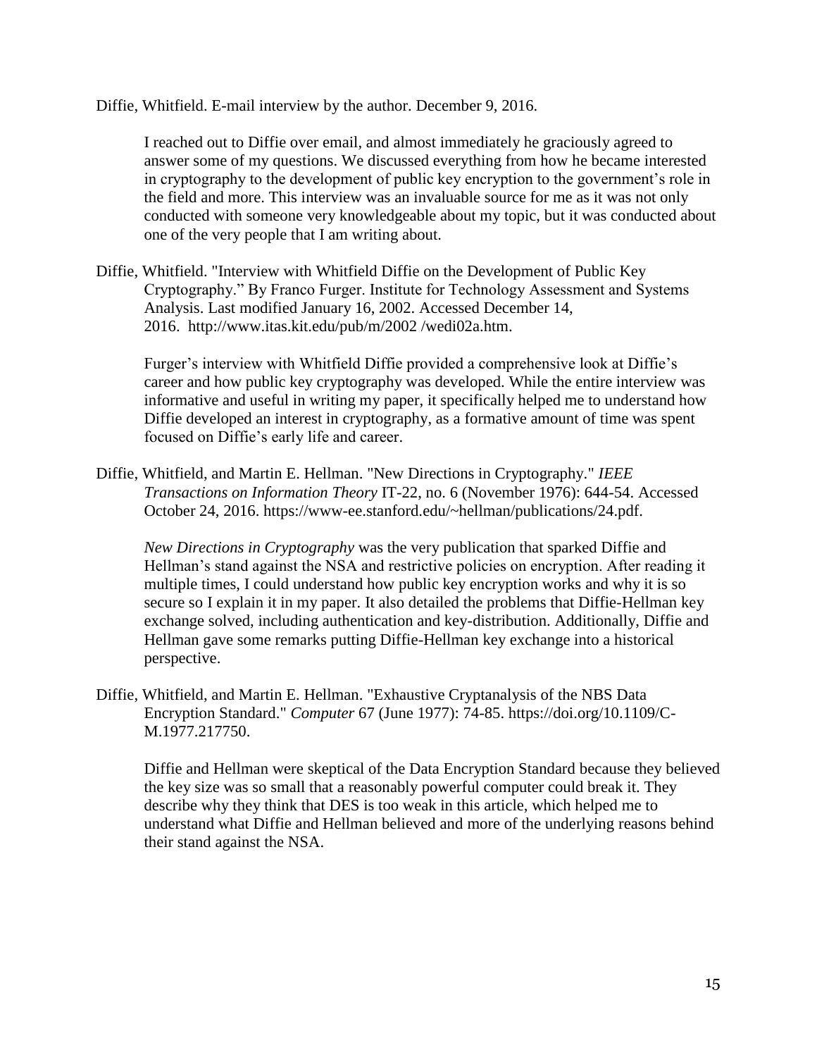Diffie, Whitfield. E-mail interview by the author. December 9, 2016.

> I reached out to Diffie over email, and almost immediately he graciously agreed to answer some of my questions. We discussed everything from how he became interested in cryptography to the development of public key encryption to the government's role in the field and more. This interview was an invaluable source for me as it was not only conducted with someone very knowledgeable about my topic, but it was conducted about one of the very people that I am writing about.

Diffie, Whitfield. "Interview with Whitfield Diffie on the Development of Public Key Cryptography." By Franco Furger. Institute for Technology Assessment and Systems Analysis. Last modified January 16, 2002. Accessed December 14, 2016. http://www.itas.kit.edu/pub/m/2002 /wedi02a.htm.

> Furger's interview with Whitfield Diffie provided a comprehensive look at Diffie's career and how public key cryptography was developed. While the entire interview was informative and useful in writing my paper, it specifically helped me to understand how Diffie developed an interest in cryptography, as a formative amount of time was spent focused on Diffie's early life and career.

Diffie, Whitfield, and Martin E. Hellman. "New Directions in Cryptography." *IEEE Transactions on Information Theory* IT-22, no. 6 (November 1976): 644-54. Accessed October 24, 2016. https://www-ee.stanford.edu/~hellman/publications/24.pdf.

> *New Directions in Cryptography* was the very publication that sparked Diffie and Hellman's stand against the NSA and restrictive policies on encryption. After reading it multiple times, I could understand how public key encryption works and why it is so secure so I explain it in my paper. It also detailed the problems that Diffie-Hellman key exchange solved, including authentication and key-distribution. Additionally, Diffie and Hellman gave some remarks putting Diffie-Hellman key exchange into a historical perspective.

Diffie, Whitfield, and Martin E. Hellman. "Exhaustive Cryptanalysis of the NBS Data Encryption Standard." *Computer* 67 (June 1977): 74-85. https://doi.org/10.1109/C-M.1977.217750.

> Diffie and Hellman were skeptical of the Data Encryption Standard because they believed the key size was so small that a reasonably powerful computer could break it. They describe why they think that DES is too weak in this article, which helped me to understand what Diffie and Hellman believed and more of the underlying reasons behind their stand against the NSA.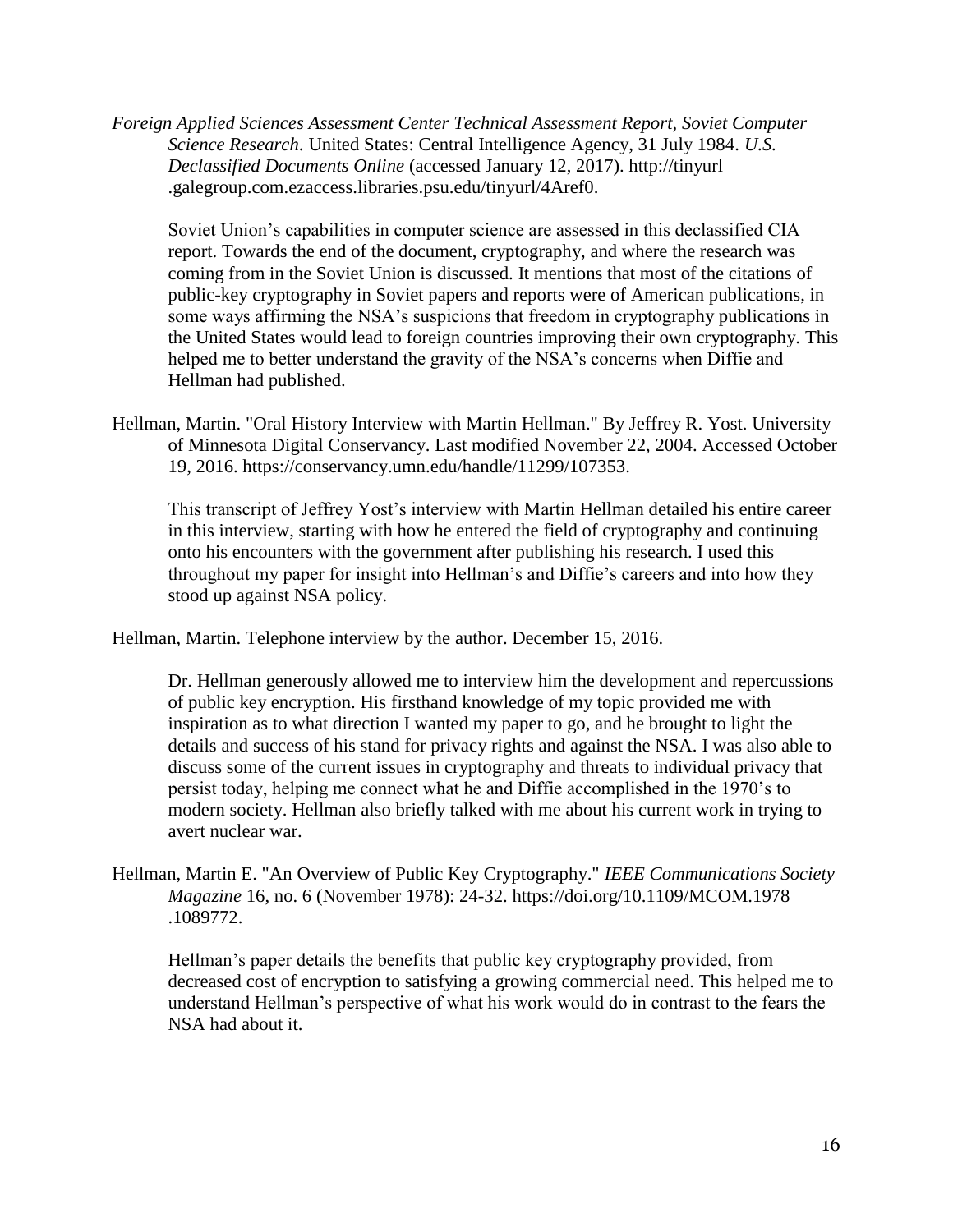*Foreign Applied Sciences Assessment Center Technical Assessment Report, Soviet Computer Science Research*. United States: Central Intelligence Agency, 31 July 1984. *U.S. Declassified Documents Online* (accessed January 12, 2017). http://tinyurl.galegroup.com.ezaccess.libraries.psu.edu/tinyurl/4Aref0.

Soviet Union's capabilities in computer science are assessed in this declassified CIA report. Towards the end of the document, cryptography, and where the research was coming from in the Soviet Union is discussed. It mentions that most of the citations of public-key cryptography in Soviet papers and reports were of American publications, in some ways affirming the NSA's suspicions that freedom in cryptography publications in the United States would lead to foreign countries improving their own cryptography. This helped me to better understand the gravity of the NSA's concerns when Diffie and Hellman had published.

Hellman, Martin. "Oral History Interview with Martin Hellman." By Jeffrey R. Yost. University of Minnesota Digital Conservancy. Last modified November 22, 2004. Accessed October 19, 2016. https://conservancy.umn.edu/handle/11299/107353.

This transcript of Jeffrey Yost's interview with Martin Hellman detailed his entire career in this interview, starting with how he entered the field of cryptography and continuing onto his encounters with the government after publishing his research. I used this throughout my paper for insight into Hellman's and Diffie's careers and into how they stood up against NSA policy.

Hellman, Martin. Telephone interview by the author. December 15, 2016.

Dr. Hellman generously allowed me to interview him the development and repercussions of public key encryption. His firsthand knowledge of my topic provided me with inspiration as to what direction I wanted my paper to go, and he brought to light the details and success of his stand for privacy rights and against the NSA. I was also able to discuss some of the current issues in cryptography and threats to individual privacy that persist today, helping me connect what he and Diffie accomplished in the 1970's to modern society. Hellman also briefly talked with me about his current work in trying to avert nuclear war.

Hellman, Martin E. "An Overview of Public Key Cryptography." *IEEE Communications Society Magazine* 16, no. 6 (November 1978): 24-32. https://doi.org/10.1109/MCOM.1978.1089772.

Hellman's paper details the benefits that public key cryptography provided, from decreased cost of encryption to satisfying a growing commercial need. This helped me to understand Hellman's perspective of what his work would do in contrast to the fears the NSA had about it.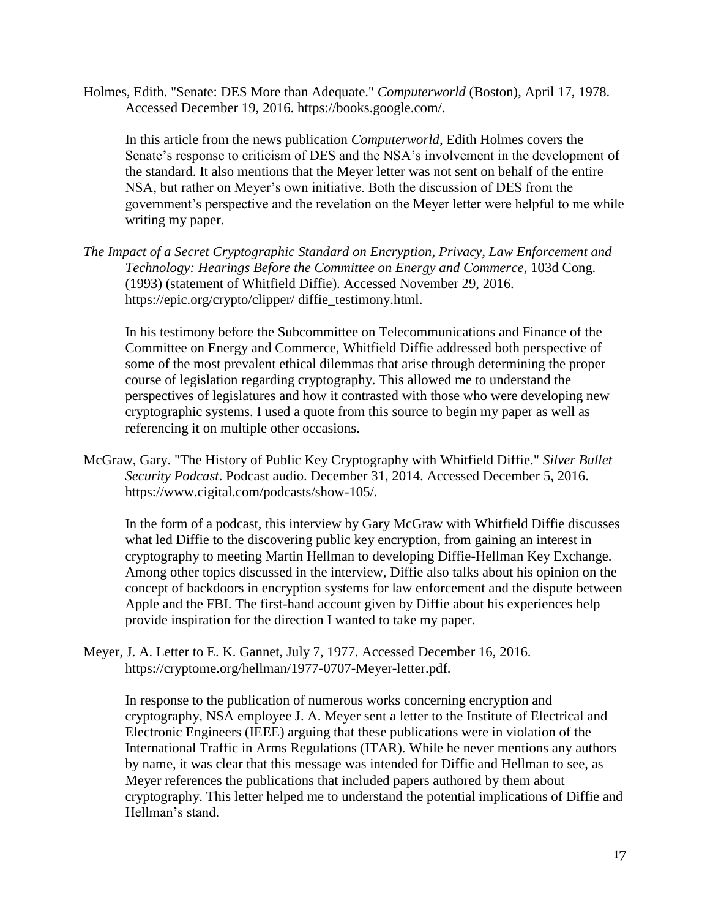Holmes, Edith. "Senate: DES More than Adequate." *Computerworld* (Boston), April 17, 1978. Accessed December 19, 2016. https://books.google.com/.

In this article from the news publication *Computerworld*, Edith Holmes covers the Senate's response to criticism of DES and the NSA's involvement in the development of the standard. It also mentions that the Meyer letter was not sent on behalf of the entire NSA, but rather on Meyer's own initiative. Both the discussion of DES from the government's perspective and the revelation on the Meyer letter were helpful to me while writing my paper.

*The Impact of a Secret Cryptographic Standard on Encryption, Privacy, Law Enforcement and Technology: Hearings Before the Committee on Energy and Commerce*, 103d Cong. (1993) (statement of Whitfield Diffie). Accessed November 29, 2016. https://epic.org/crypto/clipper/ diffie_testimony.html.

In his testimony before the Subcommittee on Telecommunications and Finance of the Committee on Energy and Commerce, Whitfield Diffie addressed both perspective of some of the most prevalent ethical dilemmas that arise through determining the proper course of legislation regarding cryptography. This allowed me to understand the perspectives of legislatures and how it contrasted with those who were developing new cryptographic systems. I used a quote from this source to begin my paper as well as referencing it on multiple other occasions.

McGraw, Gary. "The History of Public Key Cryptography with Whitfield Diffie." *Silver Bullet Security Podcast*. Podcast audio. December 31, 2014. Accessed December 5, 2016. https://www.cigital.com/podcasts/show-105/.

In the form of a podcast, this interview by Gary McGraw with Whitfield Diffie discusses what led Diffie to the discovering public key encryption, from gaining an interest in cryptography to meeting Martin Hellman to developing Diffie-Hellman Key Exchange. Among other topics discussed in the interview, Diffie also talks about his opinion on the concept of backdoors in encryption systems for law enforcement and the dispute between Apple and the FBI. The first-hand account given by Diffie about his experiences help provide inspiration for the direction I wanted to take my paper.

Meyer, J. A. Letter to E. K. Gannet, July 7, 1977. Accessed December 16, 2016. https://cryptome.org/hellman/1977-0707-Meyer-letter.pdf.

In response to the publication of numerous works concerning encryption and cryptography, NSA employee J. A. Meyer sent a letter to the Institute of Electrical and Electronic Engineers (IEEE) arguing that these publications were in violation of the International Traffic in Arms Regulations (ITAR). While he never mentions any authors by name, it was clear that this message was intended for Diffie and Hellman to see, as Meyer references the publications that included papers authored by them about cryptography. This letter helped me to understand the potential implications of Diffie and Hellman's stand.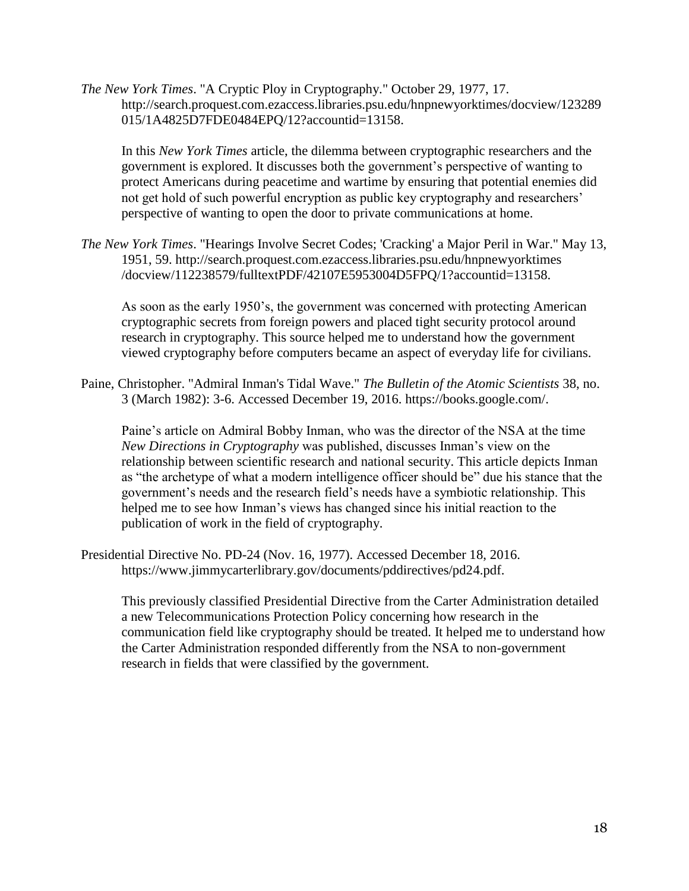*The New York Times*. "A Cryptic Ploy in Cryptography." October 29, 1977, 17. http://search.proquest.com.ezaccess.libraries.psu.edu/hnpnewyorktimes/docview/123289015/1A4825D7FDE0484EPQ/12?accountid=13158.

In this *New York Times* article, the dilemma between cryptographic researchers and the government is explored. It discusses both the government's perspective of wanting to protect Americans during peacetime and wartime by ensuring that potential enemies did not get hold of such powerful encryption as public key cryptography and researchers' perspective of wanting to open the door to private communications at home.

*The New York Times*. "Hearings Involve Secret Codes; 'Cracking' a Major Peril in War." May 13, 1951, 59. http://search.proquest.com.ezaccess.libraries.psu.edu/hnpnewyorktimes/docview/112238579/fulltextPDF/42107E5953004D5FPQ/1?accountid=13158.

As soon as the early 1950's, the government was concerned with protecting American cryptographic secrets from foreign powers and placed tight security protocol around research in cryptography. This source helped me to understand how the government viewed cryptography before computers became an aspect of everyday life for civilians.

Paine, Christopher. "Admiral Inman's Tidal Wave." *The Bulletin of the Atomic Scientists* 38, no. 3 (March 1982): 3-6. Accessed December 19, 2016. https://books.google.com/.

Paine's article on Admiral Bobby Inman, who was the director of the NSA at the time *New Directions in Cryptography* was published, discusses Inman's view on the relationship between scientific research and national security. This article depicts Inman as "the archetype of what a modern intelligence officer should be" due his stance that the government's needs and the research field's needs have a symbiotic relationship. This helped me to see how Inman's views has changed since his initial reaction to the publication of work in the field of cryptography.

Presidential Directive No. PD-24 (Nov. 16, 1977). Accessed December 18, 2016. https://www.jimmycarterlibrary.gov/documents/pddirectives/pd24.pdf.

This previously classified Presidential Directive from the Carter Administration detailed a new Telecommunications Protection Policy concerning how research in the communication field like cryptography should be treated. It helped me to understand how the Carter Administration responded differently from the NSA to non-government research in fields that were classified by the government.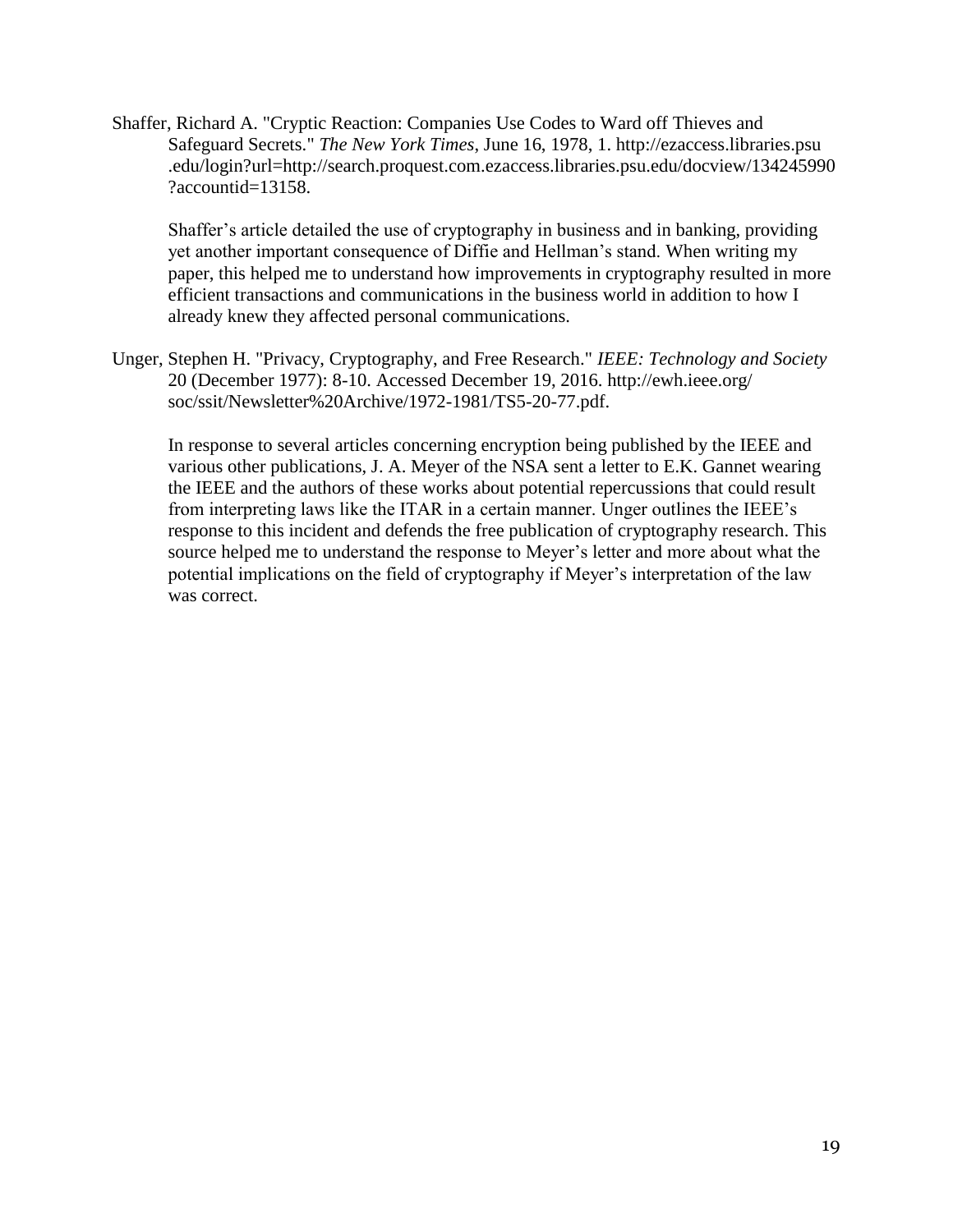Shaffer, Richard A. "Cryptic Reaction: Companies Use Codes to Ward off Thieves and Safeguard Secrets." *The New York Times*, June 16, 1978, 1. http://ezaccess.libraries.psu.edu/login?url=http://search.proquest.com.ezaccess.libraries.psu.edu/docview/134245990?accountid=13158.

Shaffer's article detailed the use of cryptography in business and in banking, providing yet another important consequence of Diffie and Hellman's stand. When writing my paper, this helped me to understand how improvements in cryptography resulted in more efficient transactions and communications in the business world in addition to how I already knew they affected personal communications.

Unger, Stephen H. "Privacy, Cryptography, and Free Research." *IEEE: Technology and Society* 20 (December 1977): 8-10. Accessed December 19, 2016. http://ewh.ieee.org/soc/ssit/Newsletter%20Archive/1972-1981/TS5-20-77.pdf.

In response to several articles concerning encryption being published by the IEEE and various other publications, J. A. Meyer of the NSA sent a letter to E.K. Gannet wearing the IEEE and the authors of these works about potential repercussions that could result from interpreting laws like the ITAR in a certain manner. Unger outlines the IEEE's response to this incident and defends the free publication of cryptography research. This source helped me to understand the response to Meyer's letter and more about what the potential implications on the field of cryptography if Meyer's interpretation of the law was correct.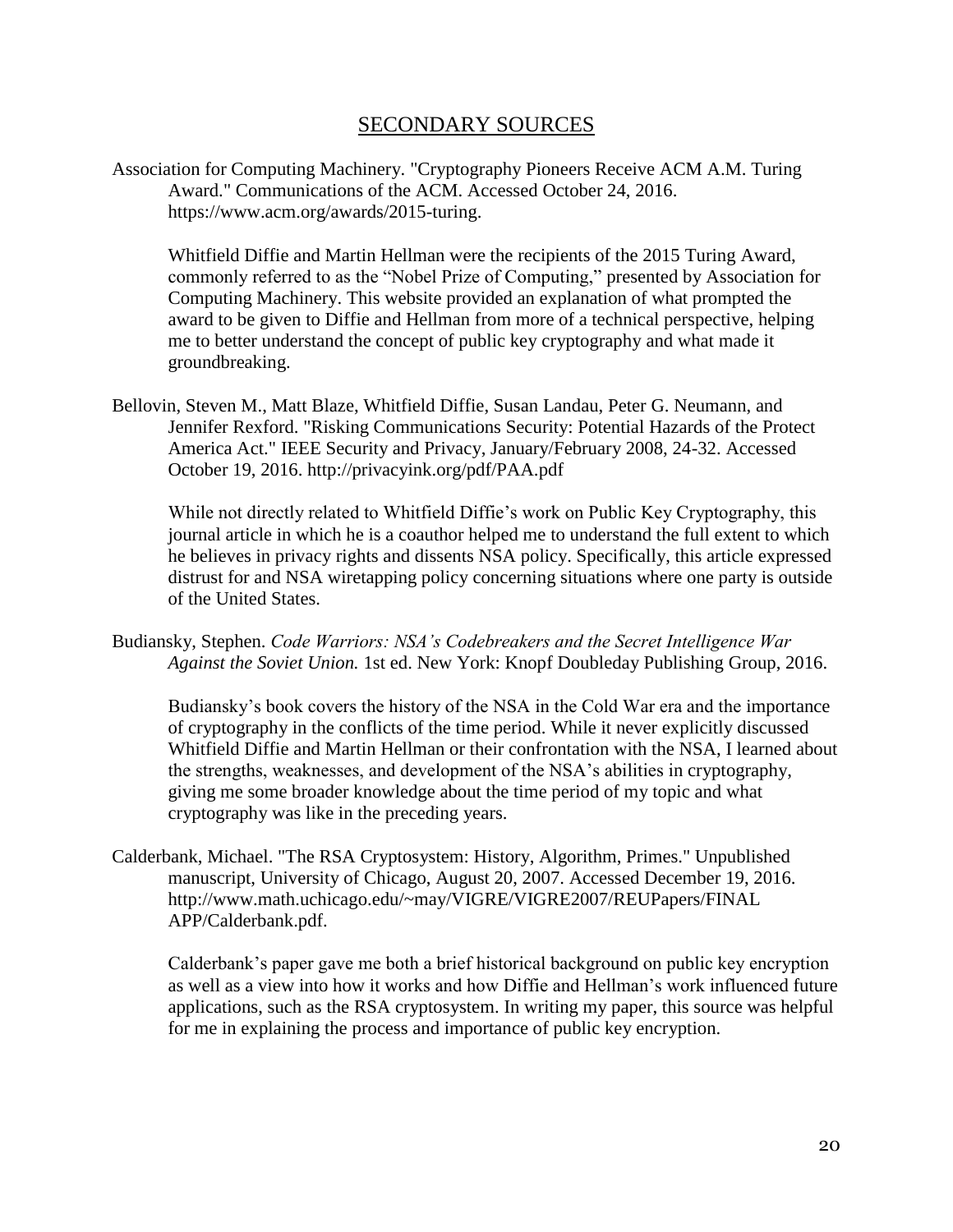## SECONDARY SOURCES

Association for Computing Machinery. "Cryptography Pioneers Receive ACM A.M. Turing Award." Communications of the ACM. Accessed October 24, 2016. https://www.acm.org/awards/2015-turing.

Whitfield Diffie and Martin Hellman were the recipients of the 2015 Turing Award, commonly referred to as the "Nobel Prize of Computing," presented by Association for Computing Machinery. This website provided an explanation of what prompted the award to be given to Diffie and Hellman from more of a technical perspective, helping me to better understand the concept of public key cryptography and what made it groundbreaking.

Bellovin, Steven M., Matt Blaze, Whitfield Diffie, Susan Landau, Peter G. Neumann, and Jennifer Rexford. "Risking Communications Security: Potential Hazards of the Protect America Act." IEEE Security and Privacy, January/February 2008, 24-32. Accessed October 19, 2016. http://privacyink.org/pdf/PAA.pdf

While not directly related to Whitfield Diffie's work on Public Key Cryptography, this journal article in which he is a coauthor helped me to understand the full extent to which he believes in privacy rights and dissents NSA policy. Specifically, this article expressed distrust for and NSA wiretapping policy concerning situations where one party is outside of the United States.

Budiansky, Stephen. *Code Warriors: NSA's Codebreakers and the Secret Intelligence War Against the Soviet Union.* 1st ed. New York: Knopf Doubleday Publishing Group, 2016.

Budiansky's book covers the history of the NSA in the Cold War era and the importance of cryptography in the conflicts of the time period. While it never explicitly discussed Whitfield Diffie and Martin Hellman or their confrontation with the NSA, I learned about the strengths, weaknesses, and development of the NSA's abilities in cryptography, giving me some broader knowledge about the time period of my topic and what cryptography was like in the preceding years.

Calderbank, Michael. "The RSA Cryptosystem: History, Algorithm, Primes." Unpublished manuscript, University of Chicago, August 20, 2007. Accessed December 19, 2016. http://www.math.uchicago.edu/~may/VIGRE/VIGRE2007/REUPapers/FINAL APP/Calderbank.pdf.

Calderbank's paper gave me both a brief historical background on public key encryption as well as a view into how it works and how Diffie and Hellman's work influenced future applications, such as the RSA cryptosystem. In writing my paper, this source was helpful for me in explaining the process and importance of public key encryption.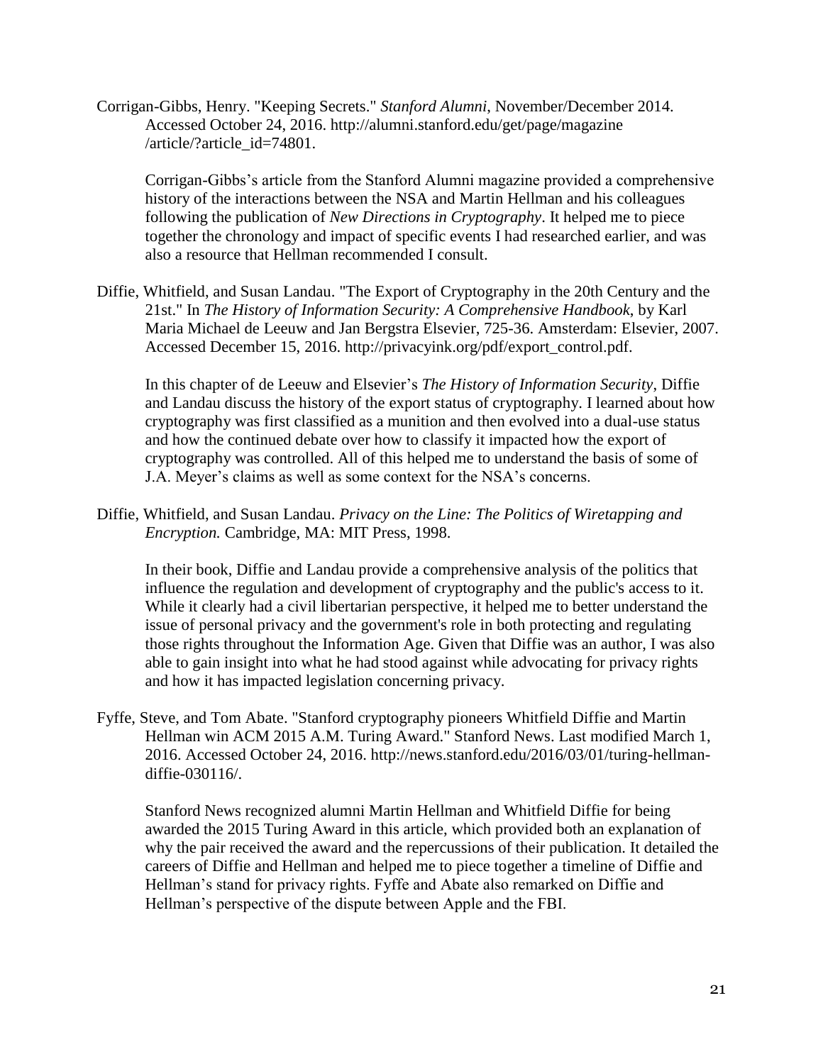Corrigan-Gibbs, Henry. "Keeping Secrets." *Stanford Alumni*, November/December 2014. Accessed October 24, 2016. http://alumni.stanford.edu/get/page/magazine /article/?article_id=74801.

> Corrigan-Gibbs's article from the Stanford Alumni magazine provided a comprehensive history of the interactions between the NSA and Martin Hellman and his colleagues following the publication of *New Directions in Cryptography*. It helped me to piece together the chronology and impact of specific events I had researched earlier, and was also a resource that Hellman recommended I consult.

Diffie, Whitfield, and Susan Landau. "The Export of Cryptography in the 20th Century and the 21st." In *The History of Information Security: A Comprehensive Handbook*, by Karl Maria Michael de Leeuw and Jan Bergstra Elsevier, 725-36. Amsterdam: Elsevier, 2007. Accessed December 15, 2016. http://privacyink.org/pdf/export_control.pdf.

> In this chapter of de Leeuw and Elsevier's *The History of Information Security*, Diffie and Landau discuss the history of the export status of cryptography. I learned about how cryptography was first classified as a munition and then evolved into a dual-use status and how the continued debate over how to classify it impacted how the export of cryptography was controlled. All of this helped me to understand the basis of some of J.A. Meyer's claims as well as some context for the NSA's concerns.

Diffie, Whitfield, and Susan Landau. *Privacy on the Line: The Politics of Wiretapping and Encryption.* Cambridge, MA: MIT Press, 1998.

> In their book, Diffie and Landau provide a comprehensive analysis of the politics that influence the regulation and development of cryptography and the public's access to it. While it clearly had a civil libertarian perspective, it helped me to better understand the issue of personal privacy and the government's role in both protecting and regulating those rights throughout the Information Age. Given that Diffie was an author, I was also able to gain insight into what he had stood against while advocating for privacy rights and how it has impacted legislation concerning privacy.

Fyffe, Steve, and Tom Abate. "Stanford cryptography pioneers Whitfield Diffie and Martin Hellman win ACM 2015 A.M. Turing Award." Stanford News. Last modified March 1, 2016. Accessed October 24, 2016. http://news.stanford.edu/2016/03/01/turing-hellman-diffie-030116/.

> Stanford News recognized alumni Martin Hellman and Whitfield Diffie for being awarded the 2015 Turing Award in this article, which provided both an explanation of why the pair received the award and the repercussions of their publication. It detailed the careers of Diffie and Hellman and helped me to piece together a timeline of Diffie and Hellman's stand for privacy rights. Fyffe and Abate also remarked on Diffie and Hellman's perspective of the dispute between Apple and the FBI.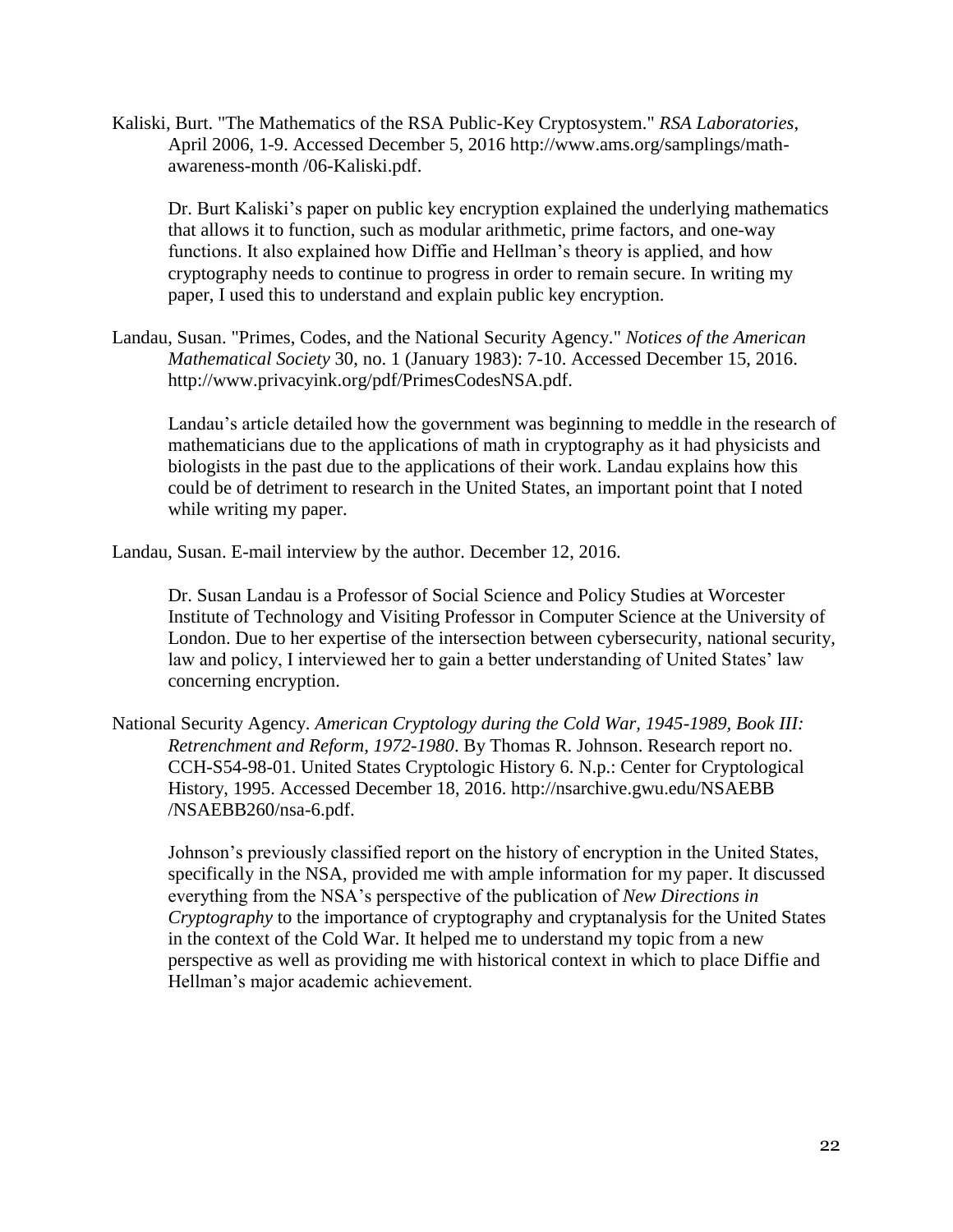Kaliski, Burt. "The Mathematics of the RSA Public-Key Cryptosystem." *RSA Laboratories*, April 2006, 1-9. Accessed December 5, 2016 http://www.ams.org/samplings/math-awareness-month /06-Kaliski.pdf.

> Dr. Burt Kaliski's paper on public key encryption explained the underlying mathematics that allows it to function, such as modular arithmetic, prime factors, and one-way functions. It also explained how Diffie and Hellman's theory is applied, and how cryptography needs to continue to progress in order to remain secure. In writing my paper, I used this to understand and explain public key encryption.

Landau, Susan. "Primes, Codes, and the National Security Agency." *Notices of the American Mathematical Society* 30, no. 1 (January 1983): 7-10. Accessed December 15, 2016. http://www.privacyink.org/pdf/PrimesCodesNSA.pdf.

> Landau's article detailed how the government was beginning to meddle in the research of mathematicians due to the applications of math in cryptography as it had physicists and biologists in the past due to the applications of their work. Landau explains how this could be of detriment to research in the United States, an important point that I noted while writing my paper.

Landau, Susan. E-mail interview by the author. December 12, 2016.

> Dr. Susan Landau is a Professor of Social Science and Policy Studies at Worcester Institute of Technology and Visiting Professor in Computer Science at the University of London. Due to her expertise of the intersection between cybersecurity, national security, law and policy, I interviewed her to gain a better understanding of United States' law concerning encryption.

National Security Agency. *American Cryptology during the Cold War, 1945-1989, Book III: Retrenchment and Reform, 1972-1980*. By Thomas R. Johnson. Research report no. CCH-S54-98-01. United States Cryptologic History 6. N.p.: Center for Cryptological History, 1995. Accessed December 18, 2016. http://nsarchive.gwu.edu/NSAEBB /NSAEBB260/nsa-6.pdf.

> Johnson's previously classified report on the history of encryption in the United States, specifically in the NSA, provided me with ample information for my paper. It discussed everything from the NSA's perspective of the publication of *New Directions in Cryptography* to the importance of cryptography and cryptanalysis for the United States in the context of the Cold War. It helped me to understand my topic from a new perspective as well as providing me with historical context in which to place Diffie and Hellman's major academic achievement.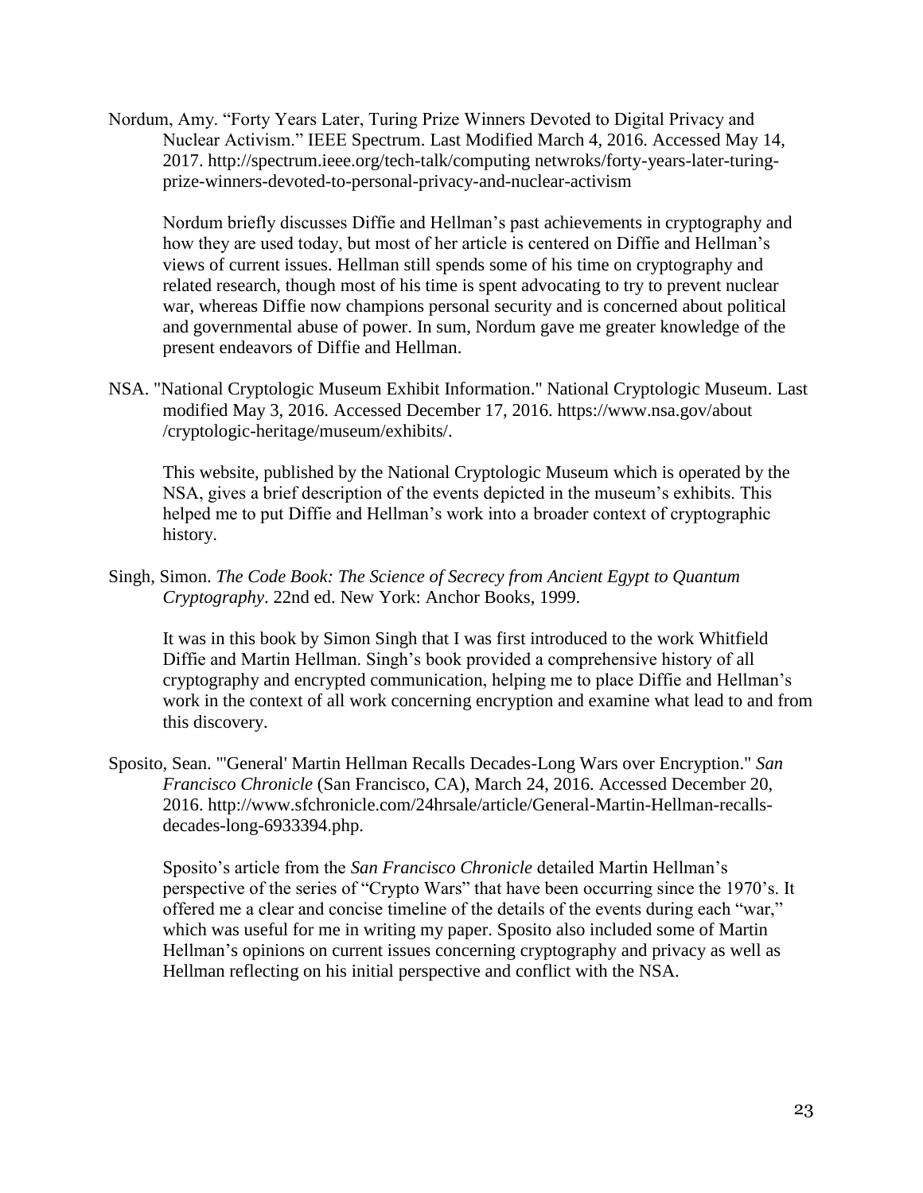Nordum, Amy. "Forty Years Later, Turing Prize Winners Devoted to Digital Privacy and Nuclear Activism." IEEE Spectrum. Last Modified March 4, 2016. Accessed May 14, 2017. http://spectrum.ieee.org/tech-talk/computing netwroks/forty-years-later-turing-prize-winners-devoted-to-personal-privacy-and-nuclear-activism

Nordum briefly discusses Diffie and Hellman's past achievements in cryptography and how they are used today, but most of her article is centered on Diffie and Hellman's views of current issues. Hellman still spends some of his time on cryptography and related research, though most of his time is spent advocating to try to prevent nuclear war, whereas Diffie now champions personal security and is concerned about political and governmental abuse of power. In sum, Nordum gave me greater knowledge of the present endeavors of Diffie and Hellman.

NSA. "National Cryptologic Museum Exhibit Information." National Cryptologic Museum. Last modified May 3, 2016. Accessed December 17, 2016. https://www.nsa.gov/about /cryptologic-heritage/museum/exhibits/.

This website, published by the National Cryptologic Museum which is operated by the NSA, gives a brief description of the events depicted in the museum's exhibits. This helped me to put Diffie and Hellman's work into a broader context of cryptographic history.

Singh, Simon. *The Code Book: The Science of Secrecy from Ancient Egypt to Quantum Cryptography*. 22nd ed. New York: Anchor Books, 1999.

It was in this book by Simon Singh that I was first introduced to the work Whitfield Diffie and Martin Hellman. Singh's book provided a comprehensive history of all cryptography and encrypted communication, helping me to place Diffie and Hellman's work in the context of all work concerning encryption and examine what lead to and from this discovery.

Sposito, Sean. "'General' Martin Hellman Recalls Decades-Long Wars over Encryption." *San Francisco Chronicle* (San Francisco, CA), March 24, 2016. Accessed December 20, 2016. http://www.sfchronicle.com/24hrsale/article/General-Martin-Hellman-recalls-decades-long-6933394.php.

Sposito's article from the *San Francisco Chronicle* detailed Martin Hellman's perspective of the series of "Crypto Wars" that have been occurring since the 1970's. It offered me a clear and concise timeline of the details of the events during each "war," which was useful for me in writing my paper. Sposito also included some of Martin Hellman's opinions on current issues concerning cryptography and privacy as well as Hellman reflecting on his initial perspective and conflict with the NSA.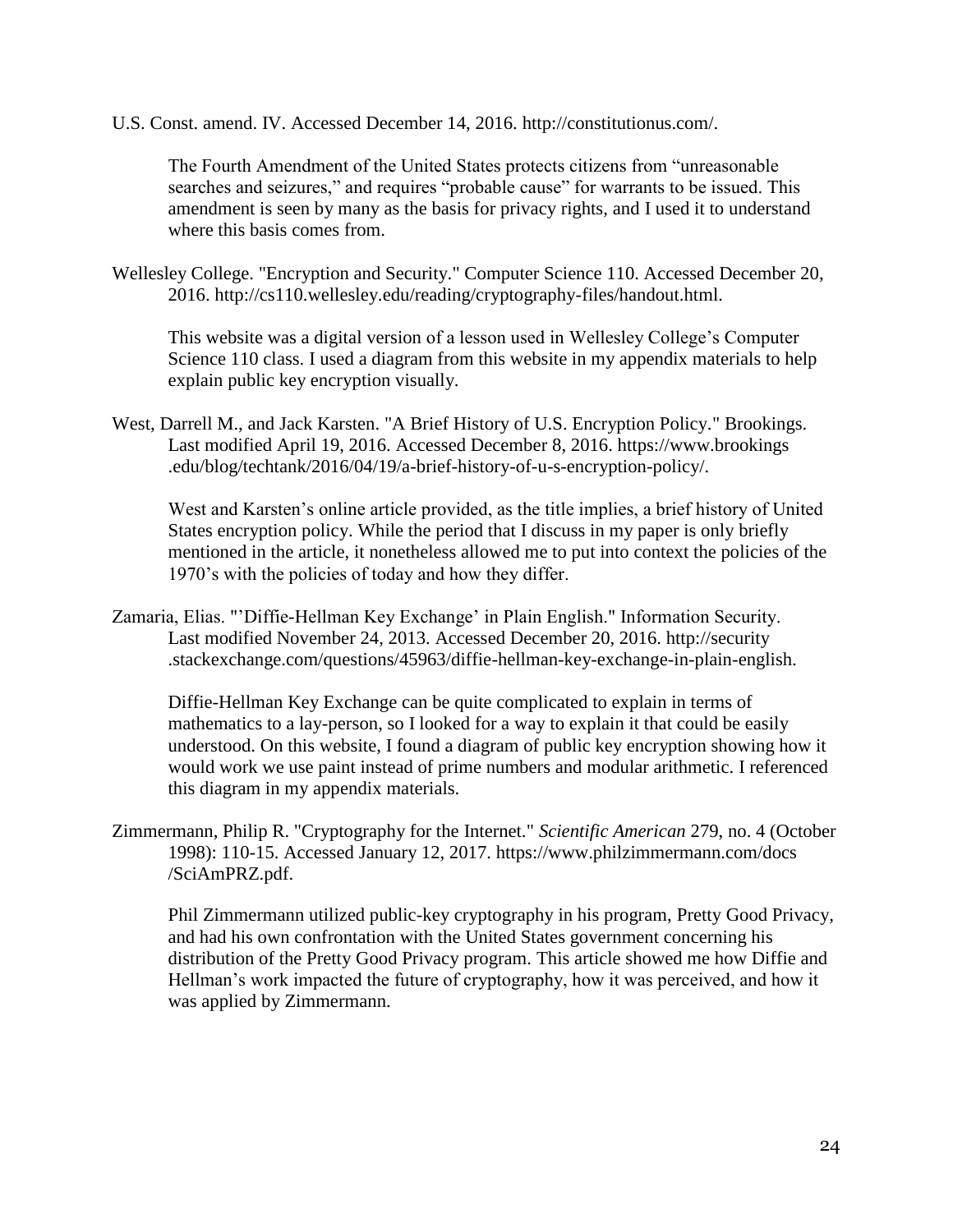U.S. Const. amend. IV. Accessed December 14, 2016. http://constitutionus.com/.

> The Fourth Amendment of the United States protects citizens from "unreasonable searches and seizures," and requires "probable cause" for warrants to be issued. This amendment is seen by many as the basis for privacy rights, and I used it to understand where this basis comes from.

Wellesley College. "Encryption and Security." Computer Science 110. Accessed December 20, 2016. http://cs110.wellesley.edu/reading/cryptography-files/handout.html.

> This website was a digital version of a lesson used in Wellesley College's Computer Science 110 class. I used a diagram from this website in my appendix materials to help explain public key encryption visually.

West, Darrell M., and Jack Karsten. "A Brief History of U.S. Encryption Policy." Brookings. Last modified April 19, 2016. Accessed December 8, 2016. https://www.brookings.edu/blog/techtank/2016/04/19/a-brief-history-of-u-s-encryption-policy/.

> West and Karsten's online article provided, as the title implies, a brief history of United States encryption policy. While the period that I discuss in my paper is only briefly mentioned in the article, it nonetheless allowed me to put into context the policies of the 1970's with the policies of today and how they differ.

Zamaria, Elias. "'Diffie-Hellman Key Exchange' in Plain English." Information Security. Last modified November 24, 2013. Accessed December 20, 2016. http://security.stackexchange.com/questions/45963/diffie-hellman-key-exchange-in-plain-english.

> Diffie-Hellman Key Exchange can be quite complicated to explain in terms of mathematics to a lay-person, so I looked for a way to explain it that could be easily understood. On this website, I found a diagram of public key encryption showing how it would work we use paint instead of prime numbers and modular arithmetic. I referenced this diagram in my appendix materials.

Zimmermann, Philip R. "Cryptography for the Internet." *Scientific American* 279, no. 4 (October 1998): 110-15. Accessed January 12, 2017. https://www.philzimmermann.com/docs/SciAmPRZ.pdf.

> Phil Zimmermann utilized public-key cryptography in his program, Pretty Good Privacy, and had his own confrontation with the United States government concerning his distribution of the Pretty Good Privacy program. This article showed me how Diffie and Hellman's work impacted the future of cryptography, how it was perceived, and how it was applied by Zimmermann.